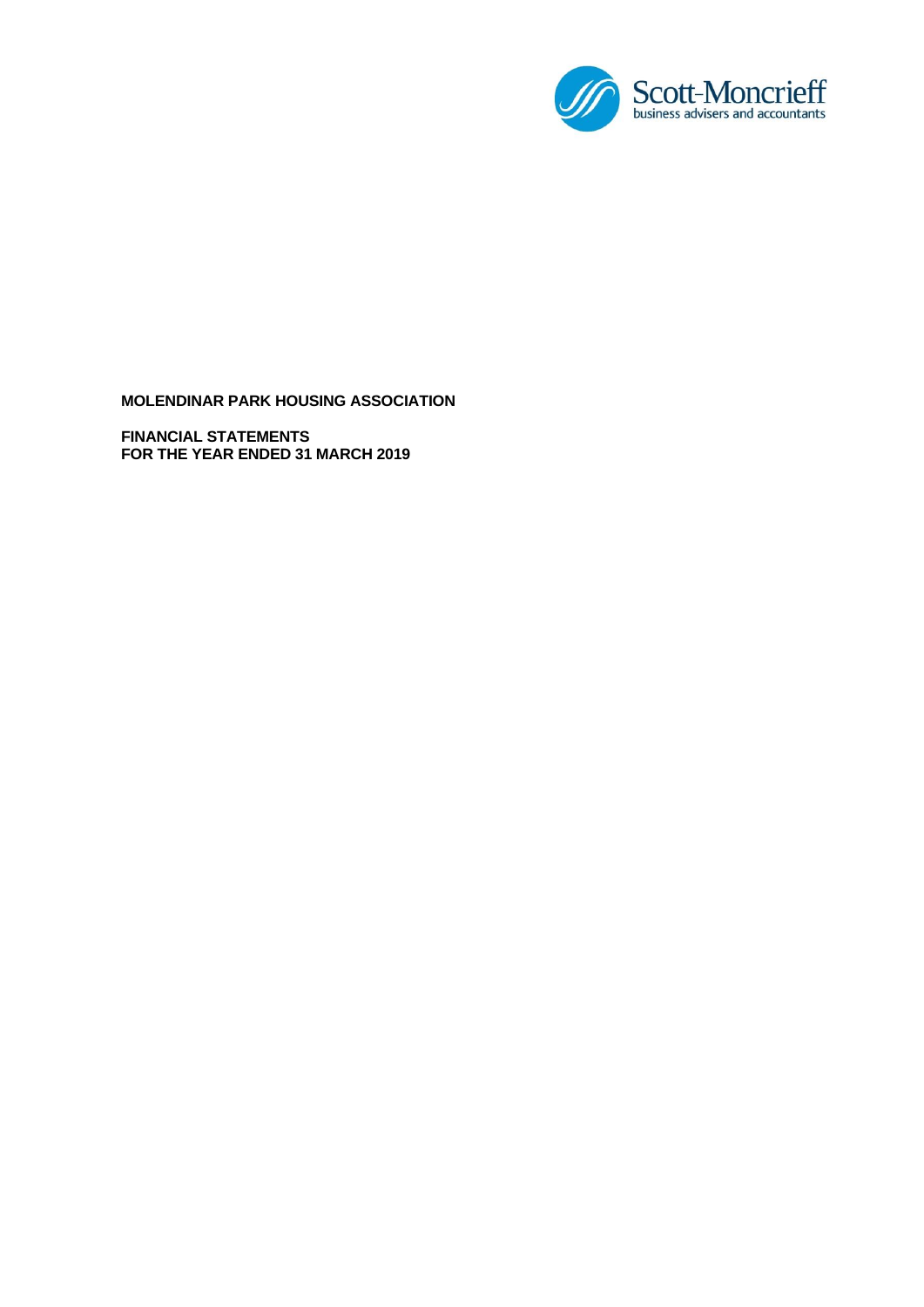Scott-Moncrieff
business advisers and accountants

**MOLENDINAR PARK HOUSING ASSOCIATION**

**FINANCIAL STATEMENTS**
**FOR THE YEAR ENDED 31 MARCH 2019**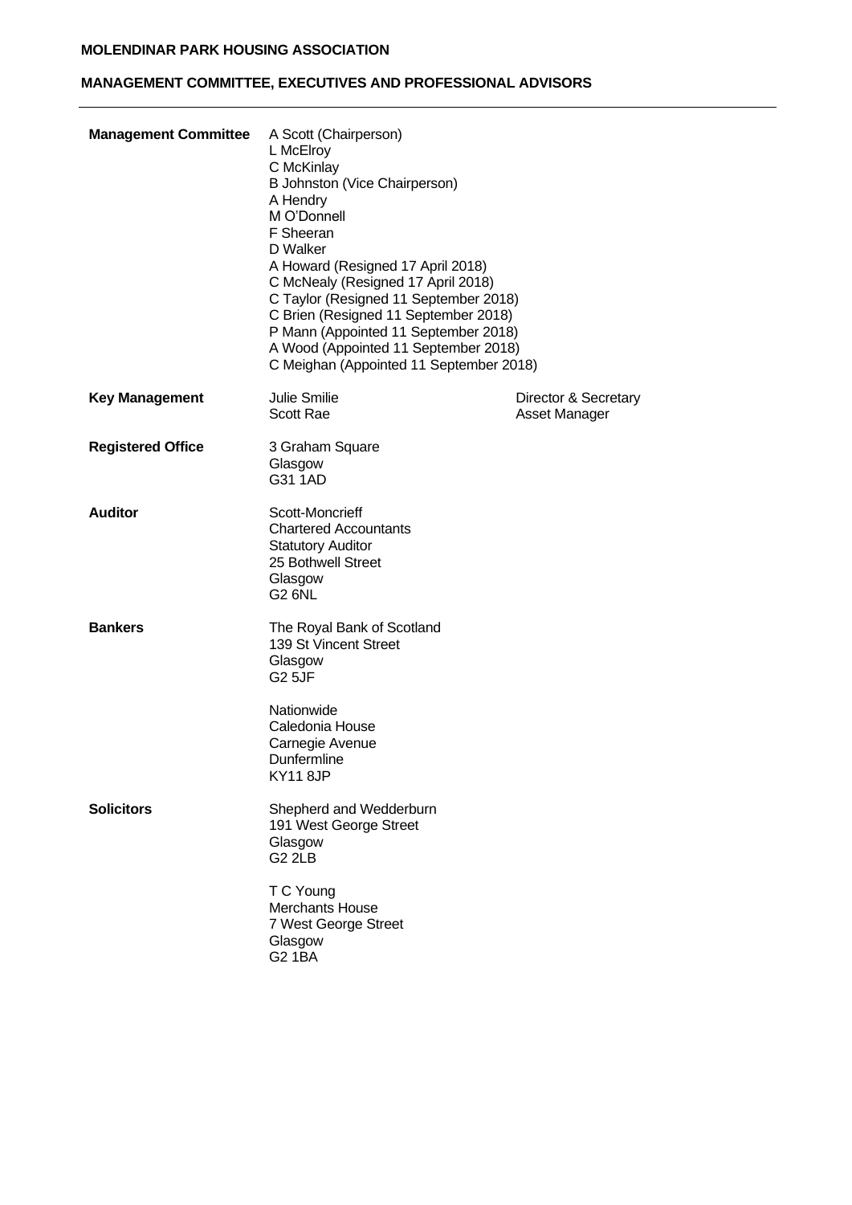# MOLENDINAR PARK HOUSING ASSOCIATION

## MANAGEMENT COMMITTEE, EXECUTIVES AND PROFESSIONAL ADVISORS

**Management Committee**

A Scott (Chairperson)
L McElroy
C McKinlay
B Johnston (Vice Chairperson)
A Hendry
M O'Donnell
F Sheeran
D Walker
A Howard (Resigned 17 April 2018)
C McNealy (Resigned 17 April 2018)
C Taylor (Resigned 11 September 2018)
C Brien (Resigned 11 September 2018)
P Mann (Appointed 11 September 2018)
A Wood (Appointed 11 September 2018)
C Meighan (Appointed 11 September 2018)

**Key Management**

| | |
|---|---|
| Julie Smilie | Director & Secretary |
| Scott Rae | Asset Manager |

**Registered Office**

3 Graham Square
Glasgow
G31 1AD

**Auditor**

Scott-Moncrieff
Chartered Accountants
Statutory Auditor
25 Bothwell Street
Glasgow
G2 6NL

**Bankers**

The Royal Bank of Scotland
139 St Vincent Street
Glasgow
G2 5JF

Nationwide
Caledonia House
Carnegie Avenue
Dunfermline
KY11 8JP

**Solicitors**

Shepherd and Wedderburn
191 West George Street
Glasgow
G2 2LB

T C Young
Merchants House
7 West George Street
Glasgow
G2 1BA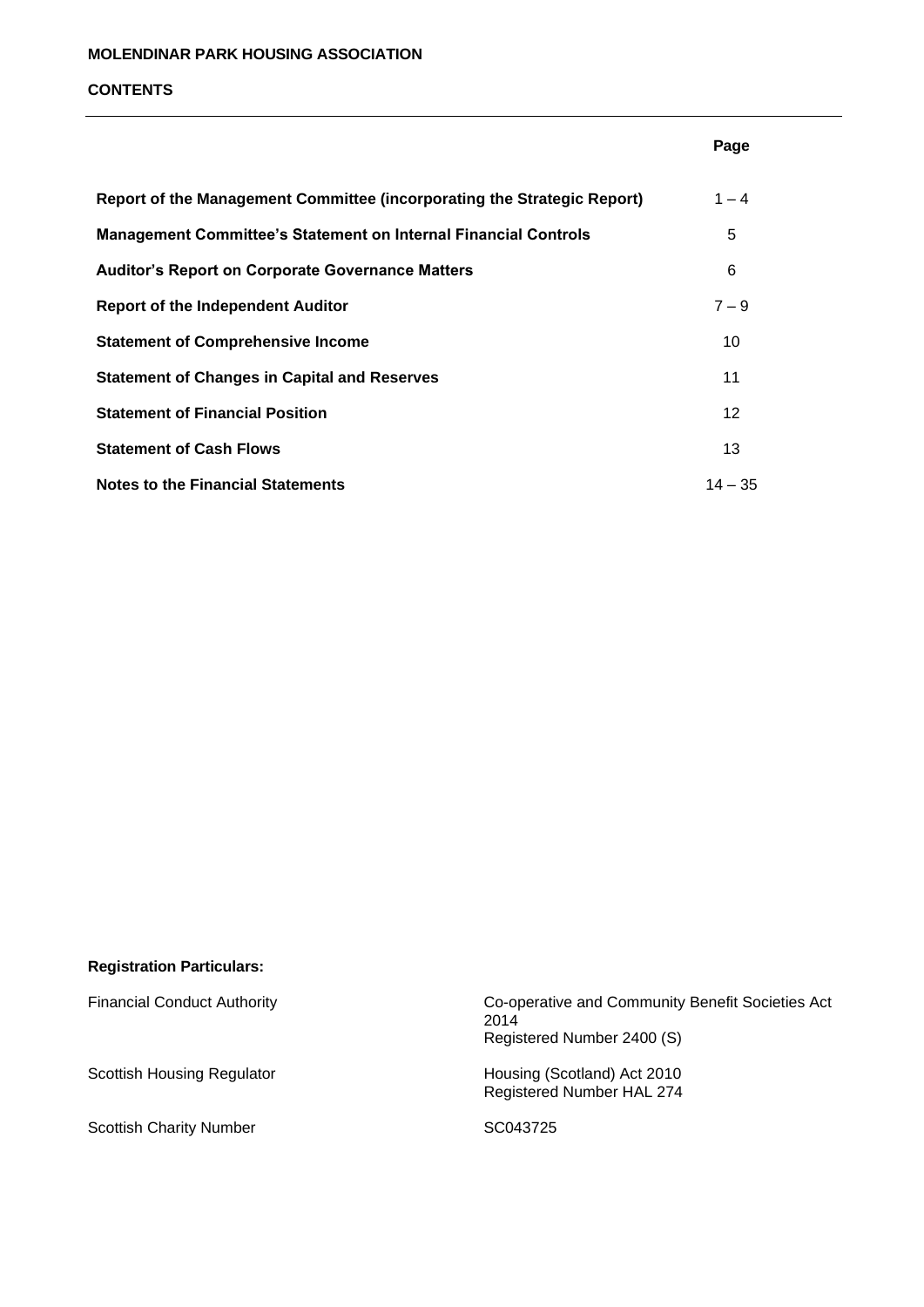**MOLENDINAR PARK HOUSING ASSOCIATION**

# CONTENTS

| | Page |
|---|---|
| **Report of the Management Committee (incorporating the Strategic Report)** | 1 – 4 |
| **Management Committee's Statement on Internal Financial Controls** | 5 |
| **Auditor's Report on Corporate Governance Matters** | 6 |
| **Report of the Independent Auditor** | 7 – 9 |
| **Statement of Comprehensive Income** | 10 |
| **Statement of Changes in Capital and Reserves** | 11 |
| **Statement of Financial Position** | 12 |
| **Statement of Cash Flows** | 13 |
| **Notes to the Financial Statements** | 14 – 35 |

**Registration Particulars:**

| | |
|---|---|
| Financial Conduct Authority | Co-operative and Community Benefit Societies Act 2014<br>Registered Number 2400 (S) |
| Scottish Housing Regulator | Housing (Scotland) Act 2010<br>Registered Number HAL 274 |
| Scottish Charity Number | SC043725 |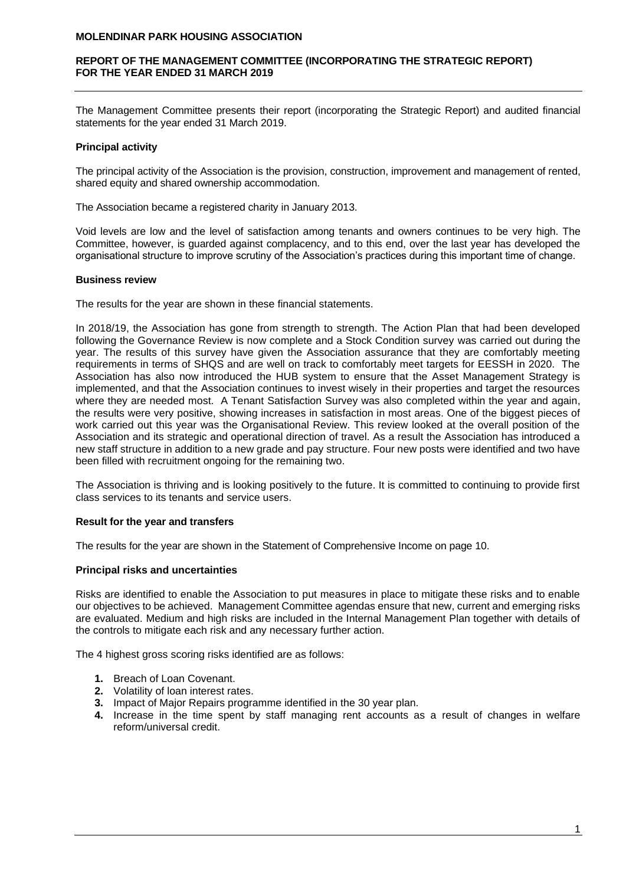**MOLENDINAR PARK HOUSING ASSOCIATION**

**REPORT OF THE MANAGEMENT COMMITTEE (INCORPORATING THE STRATEGIC REPORT) FOR THE YEAR ENDED 31 MARCH 2019**

The Management Committee presents their report (incorporating the Strategic Report) and audited financial statements for the year ended 31 March 2019.

**Principal activity**

The principal activity of the Association is the provision, construction, improvement and management of rented, shared equity and shared ownership accommodation.

The Association became a registered charity in January 2013.

Void levels are low and the level of satisfaction among tenants and owners continues to be very high. The Committee, however, is guarded against complacency, and to this end, over the last year has developed the organisational structure to improve scrutiny of the Association's practices during this important time of change.

**Business review**

The results for the year are shown in these financial statements.

In 2018/19, the Association has gone from strength to strength. The Action Plan that had been developed following the Governance Review is now complete and a Stock Condition survey was carried out during the year. The results of this survey have given the Association assurance that they are comfortably meeting requirements in terms of SHQS and are well on track to comfortably meet targets for EESSH in 2020. The Association has also now introduced the HUB system to ensure that the Asset Management Strategy is implemented, and that the Association continues to invest wisely in their properties and target the resources where they are needed most. A Tenant Satisfaction Survey was also completed within the year and again, the results were very positive, showing increases in satisfaction in most areas. One of the biggest pieces of work carried out this year was the Organisational Review. This review looked at the overall position of the Association and its strategic and operational direction of travel. As a result the Association has introduced a new staff structure in addition to a new grade and pay structure. Four new posts were identified and two have been filled with recruitment ongoing for the remaining two.

The Association is thriving and is looking positively to the future. It is committed to continuing to provide first class services to its tenants and service users.

**Result for the year and transfers**

The results for the year are shown in the Statement of Comprehensive Income on page 10.

**Principal risks and uncertainties**

Risks are identified to enable the Association to put measures in place to mitigate these risks and to enable our objectives to be achieved. Management Committee agendas ensure that new, current and emerging risks are evaluated. Medium and high risks are included in the Internal Management Plan together with details of the controls to mitigate each risk and any necessary further action.

The 4 highest gross scoring risks identified are as follows:

1. Breach of Loan Covenant.
2. Volatility of loan interest rates.
3. Impact of Major Repairs programme identified in the 30 year plan.
4. Increase in the time spent by staff managing rent accounts as a result of changes in welfare reform/universal credit.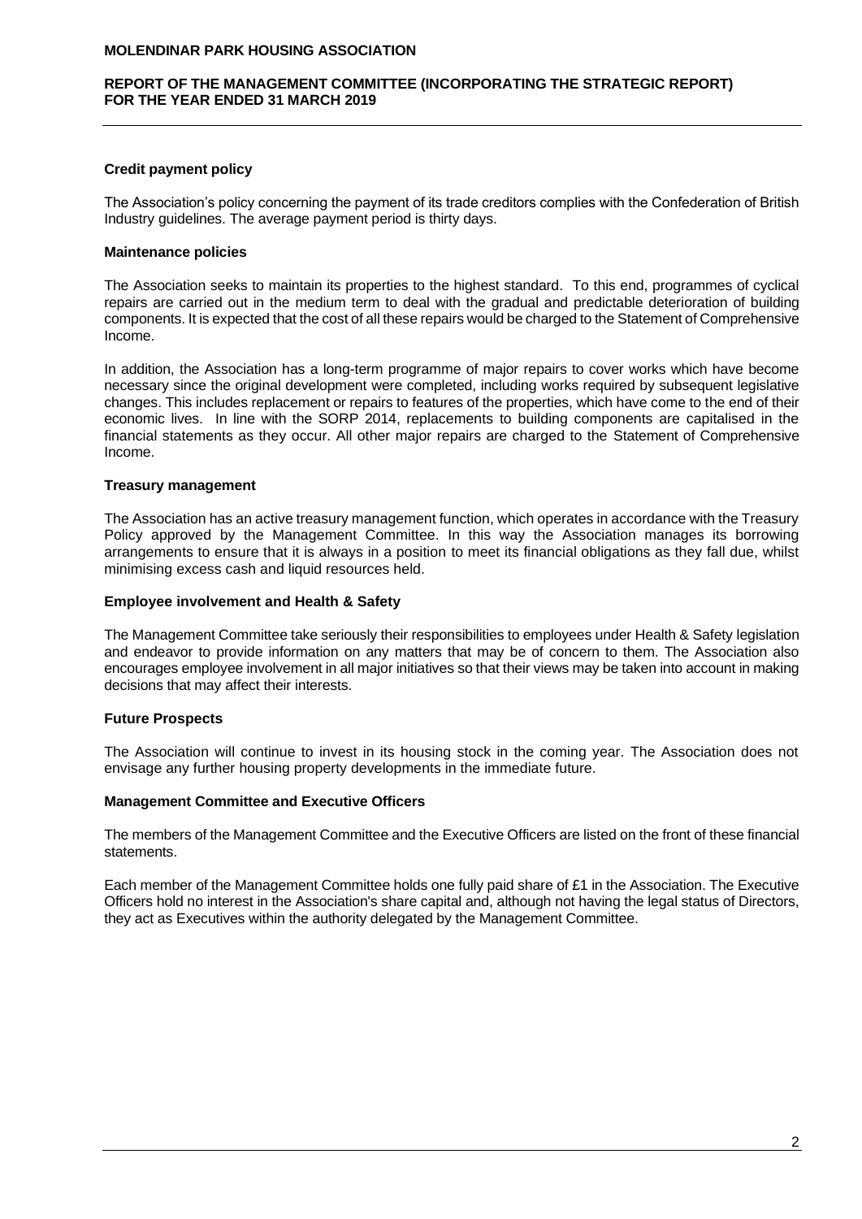### Credit payment policy

The Association's policy concerning the payment of its trade creditors complies with the Confederation of British Industry guidelines. The average payment period is thirty days.

### Maintenance policies

The Association seeks to maintain its properties to the highest standard. To this end, programmes of cyclical repairs are carried out in the medium term to deal with the gradual and predictable deterioration of building components. It is expected that the cost of all these repairs would be charged to the Statement of Comprehensive Income.

In addition, the Association has a long-term programme of major repairs to cover works which have become necessary since the original development were completed, including works required by subsequent legislative changes. This includes replacement or repairs to features of the properties, which have come to the end of their economic lives. In line with the SORP 2014, replacements to building components are capitalised in the financial statements as they occur. All other major repairs are charged to the Statement of Comprehensive Income.

### Treasury management

The Association has an active treasury management function, which operates in accordance with the Treasury Policy approved by the Management Committee. In this way the Association manages its borrowing arrangements to ensure that it is always in a position to meet its financial obligations as they fall due, whilst minimising excess cash and liquid resources held.

### Employee involvement and Health & Safety

The Management Committee take seriously their responsibilities to employees under Health & Safety legislation and endeavor to provide information on any matters that may be of concern to them. The Association also encourages employee involvement in all major initiatives so that their views may be taken into account in making decisions that may affect their interests.

### Future Prospects

The Association will continue to invest in its housing stock in the coming year. The Association does not envisage any further housing property developments in the immediate future.

### Management Committee and Executive Officers

The members of the Management Committee and the Executive Officers are listed on the front of these financial statements.

Each member of the Management Committee holds one fully paid share of £1 in the Association. The Executive Officers hold no interest in the Association's share capital and, although not having the legal status of Directors, they act as Executives within the authority delegated by the Management Committee.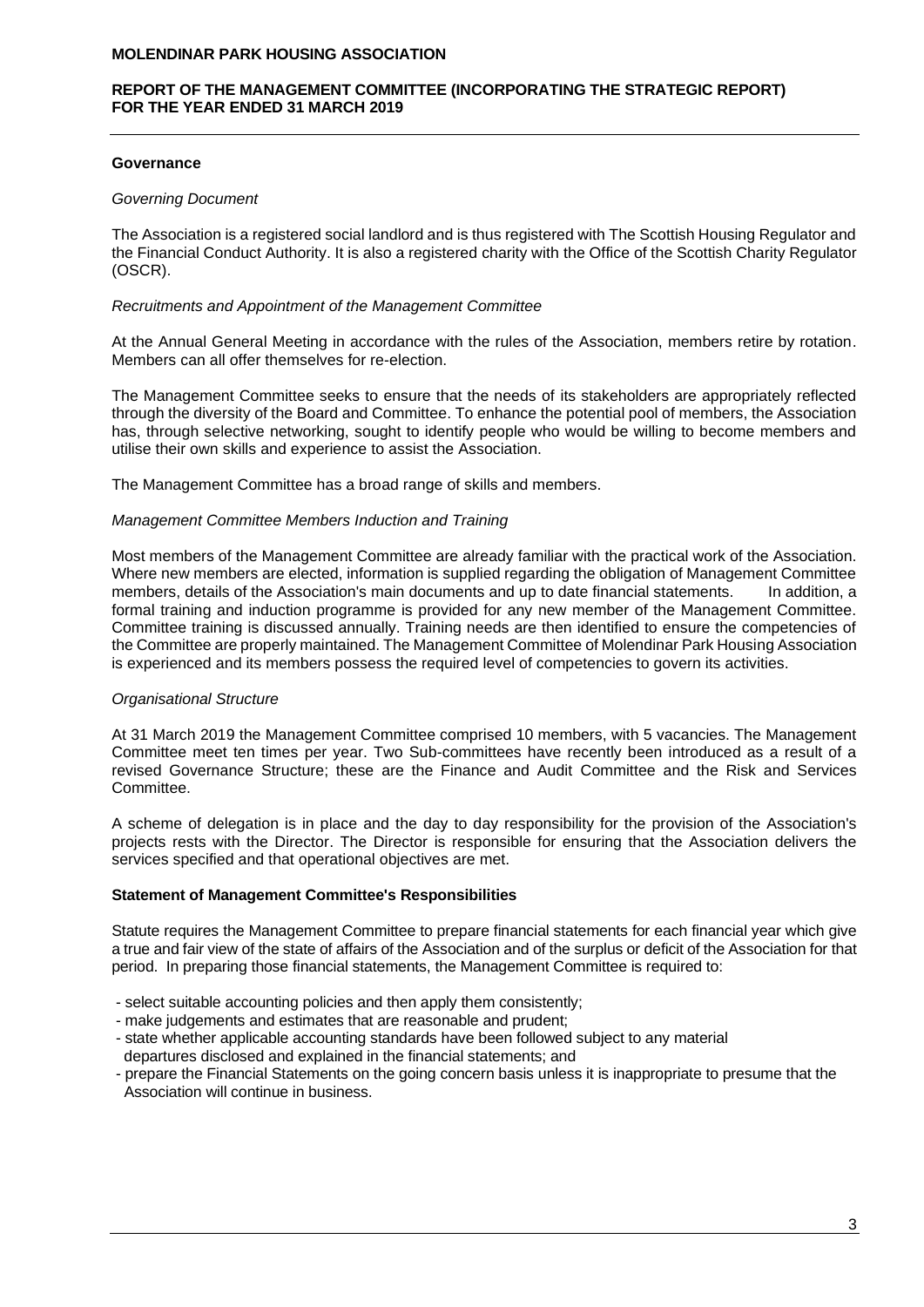## Governance

*Governing Document*

The Association is a registered social landlord and is thus registered with The Scottish Housing Regulator and the Financial Conduct Authority. It is also a registered charity with the Office of the Scottish Charity Regulator (OSCR).

*Recruitments and Appointment of the Management Committee*

At the Annual General Meeting in accordance with the rules of the Association, members retire by rotation. Members can all offer themselves for re-election.

The Management Committee seeks to ensure that the needs of its stakeholders are appropriately reflected through the diversity of the Board and Committee. To enhance the potential pool of members, the Association has, through selective networking, sought to identify people who would be willing to become members and utilise their own skills and experience to assist the Association.

The Management Committee has a broad range of skills and members.

*Management Committee Members Induction and Training*

Most members of the Management Committee are already familiar with the practical work of the Association. Where new members are elected, information is supplied regarding the obligation of Management Committee members, details of the Association's main documents and up to date financial statements. In addition, a formal training and induction programme is provided for any new member of the Management Committee. Committee training is discussed annually. Training needs are then identified to ensure the competencies of the Committee are properly maintained. The Management Committee of Molendinar Park Housing Association is experienced and its members possess the required level of competencies to govern its activities.

*Organisational Structure*

At 31 March 2019 the Management Committee comprised 10 members, with 5 vacancies. The Management Committee meet ten times per year. Two Sub-committees have recently been introduced as a result of a revised Governance Structure; these are the Finance and Audit Committee and the Risk and Services Committee.

A scheme of delegation is in place and the day to day responsibility for the provision of the Association's projects rests with the Director. The Director is responsible for ensuring that the Association delivers the services specified and that operational objectives are met.

## Statement of Management Committee's Responsibilities

Statute requires the Management Committee to prepare financial statements for each financial year which give a true and fair view of the state of affairs of the Association and of the surplus or deficit of the Association for that period. In preparing those financial statements, the Management Committee is required to:

- select suitable accounting policies and then apply them consistently;
- make judgements and estimates that are reasonable and prudent;
- state whether applicable accounting standards have been followed subject to any material departures disclosed and explained in the financial statements; and
- prepare the Financial Statements on the going concern basis unless it is inappropriate to presume that the Association will continue in business.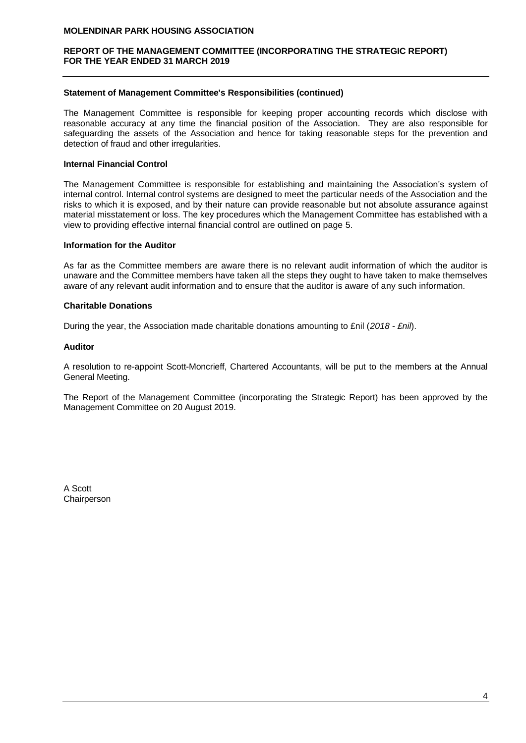**Statement of Management Committee's Responsibilities (continued)**

The Management Committee is responsible for keeping proper accounting records which disclose with reasonable accuracy at any time the financial position of the Association. They are also responsible for safeguarding the assets of the Association and hence for taking reasonable steps for the prevention and detection of fraud and other irregularities.

**Internal Financial Control**

The Management Committee is responsible for establishing and maintaining the Association's system of internal control. Internal control systems are designed to meet the particular needs of the Association and the risks to which it is exposed, and by their nature can provide reasonable but not absolute assurance against material misstatement or loss. The key procedures which the Management Committee has established with a view to providing effective internal financial control are outlined on page 5.

**Information for the Auditor**

As far as the Committee members are aware there is no relevant audit information of which the auditor is unaware and the Committee members have taken all the steps they ought to have taken to make themselves aware of any relevant audit information and to ensure that the auditor is aware of any such information.

**Charitable Donations**

During the year, the Association made charitable donations amounting to £nil (*2018 - £nil*).

**Auditor**

A resolution to re-appoint Scott-Moncrieff, Chartered Accountants, will be put to the members at the Annual General Meeting.

The Report of the Management Committee (incorporating the Strategic Report) has been approved by the Management Committee on 20 August 2019.

A Scott
Chairperson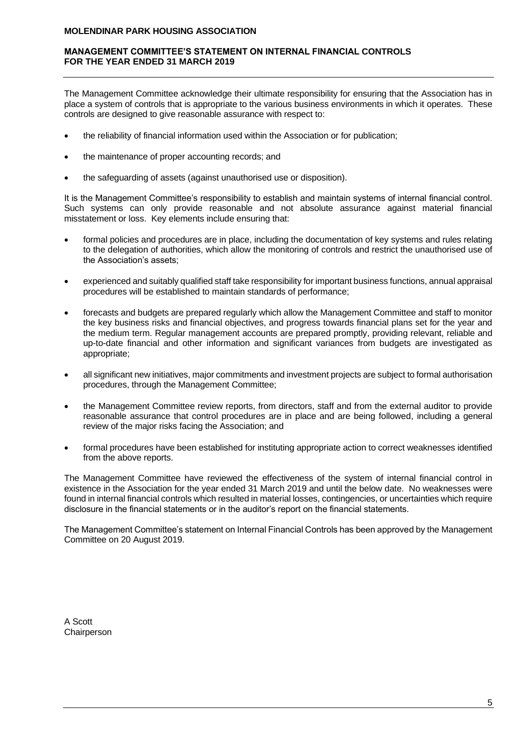**MOLENDINAR PARK HOUSING ASSOCIATION**

**MANAGEMENT COMMITTEE'S STATEMENT ON INTERNAL FINANCIAL CONTROLS FOR THE YEAR ENDED 31 MARCH 2019**

The Management Committee acknowledge their ultimate responsibility for ensuring that the Association has in place a system of controls that is appropriate to the various business environments in which it operates. These controls are designed to give reasonable assurance with respect to:

- the reliability of financial information used within the Association or for publication;
- the maintenance of proper accounting records; and
- the safeguarding of assets (against unauthorised use or disposition).

It is the Management Committee's responsibility to establish and maintain systems of internal financial control. Such systems can only provide reasonable and not absolute assurance against material financial misstatement or loss. Key elements include ensuring that:

- formal policies and procedures are in place, including the documentation of key systems and rules relating to the delegation of authorities, which allow the monitoring of controls and restrict the unauthorised use of the Association's assets;
- experienced and suitably qualified staff take responsibility for important business functions, annual appraisal procedures will be established to maintain standards of performance;
- forecasts and budgets are prepared regularly which allow the Management Committee and staff to monitor the key business risks and financial objectives, and progress towards financial plans set for the year and the medium term. Regular management accounts are prepared promptly, providing relevant, reliable and up-to-date financial and other information and significant variances from budgets are investigated as appropriate;
- all significant new initiatives, major commitments and investment projects are subject to formal authorisation procedures, through the Management Committee;
- the Management Committee review reports, from directors, staff and from the external auditor to provide reasonable assurance that control procedures are in place and are being followed, including a general review of the major risks facing the Association; and
- formal procedures have been established for instituting appropriate action to correct weaknesses identified from the above reports.

The Management Committee have reviewed the effectiveness of the system of internal financial control in existence in the Association for the year ended 31 March 2019 and until the below date. No weaknesses were found in internal financial controls which resulted in material losses, contingencies, or uncertainties which require disclosure in the financial statements or in the auditor's report on the financial statements.

The Management Committee's statement on Internal Financial Controls has been approved by the Management Committee on 20 August 2019.

A Scott
Chairperson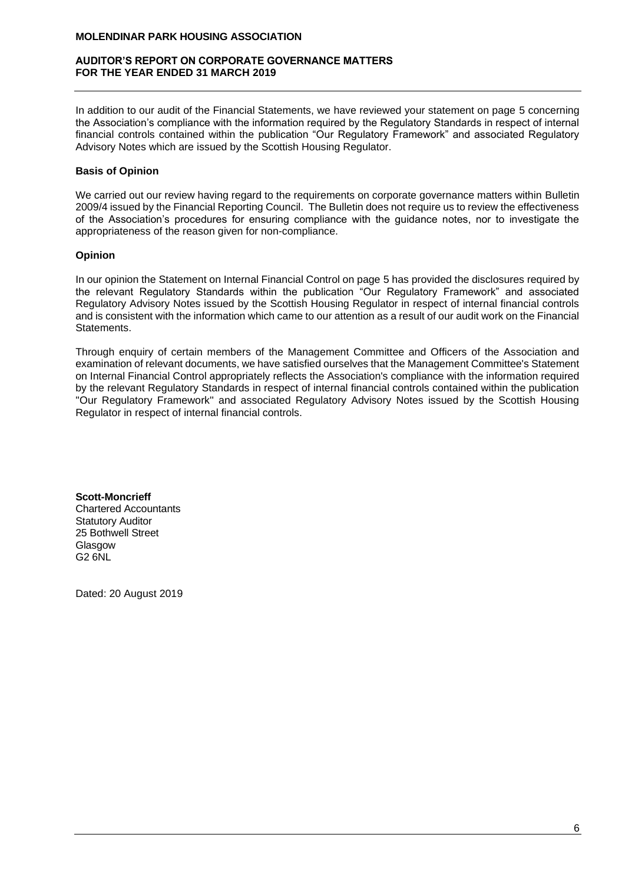**MOLENDINAR PARK HOUSING ASSOCIATION**

**AUDITOR'S REPORT ON CORPORATE GOVERNANCE MATTERS**
**FOR THE YEAR ENDED 31 MARCH 2019**

In addition to our audit of the Financial Statements, we have reviewed your statement on page 5 concerning the Association's compliance with the information required by the Regulatory Standards in respect of internal financial controls contained within the publication "Our Regulatory Framework" and associated Regulatory Advisory Notes which are issued by the Scottish Housing Regulator.

**Basis of Opinion**

We carried out our review having regard to the requirements on corporate governance matters within Bulletin 2009/4 issued by the Financial Reporting Council. The Bulletin does not require us to review the effectiveness of the Association's procedures for ensuring compliance with the guidance notes, nor to investigate the appropriateness of the reason given for non-compliance.

**Opinion**

In our opinion the Statement on Internal Financial Control on page 5 has provided the disclosures required by the relevant Regulatory Standards within the publication "Our Regulatory Framework" and associated Regulatory Advisory Notes issued by the Scottish Housing Regulator in respect of internal financial controls and is consistent with the information which came to our attention as a result of our audit work on the Financial Statements.

Through enquiry of certain members of the Management Committee and Officers of the Association and examination of relevant documents, we have satisfied ourselves that the Management Committee's Statement on Internal Financial Control appropriately reflects the Association's compliance with the information required by the relevant Regulatory Standards in respect of internal financial controls contained within the publication "Our Regulatory Framework" and associated Regulatory Advisory Notes issued by the Scottish Housing Regulator in respect of internal financial controls.

**Scott-Moncrieff**
Chartered Accountants
Statutory Auditor
25 Bothwell Street
Glasgow
G2 6NL

Dated: 20 August 2019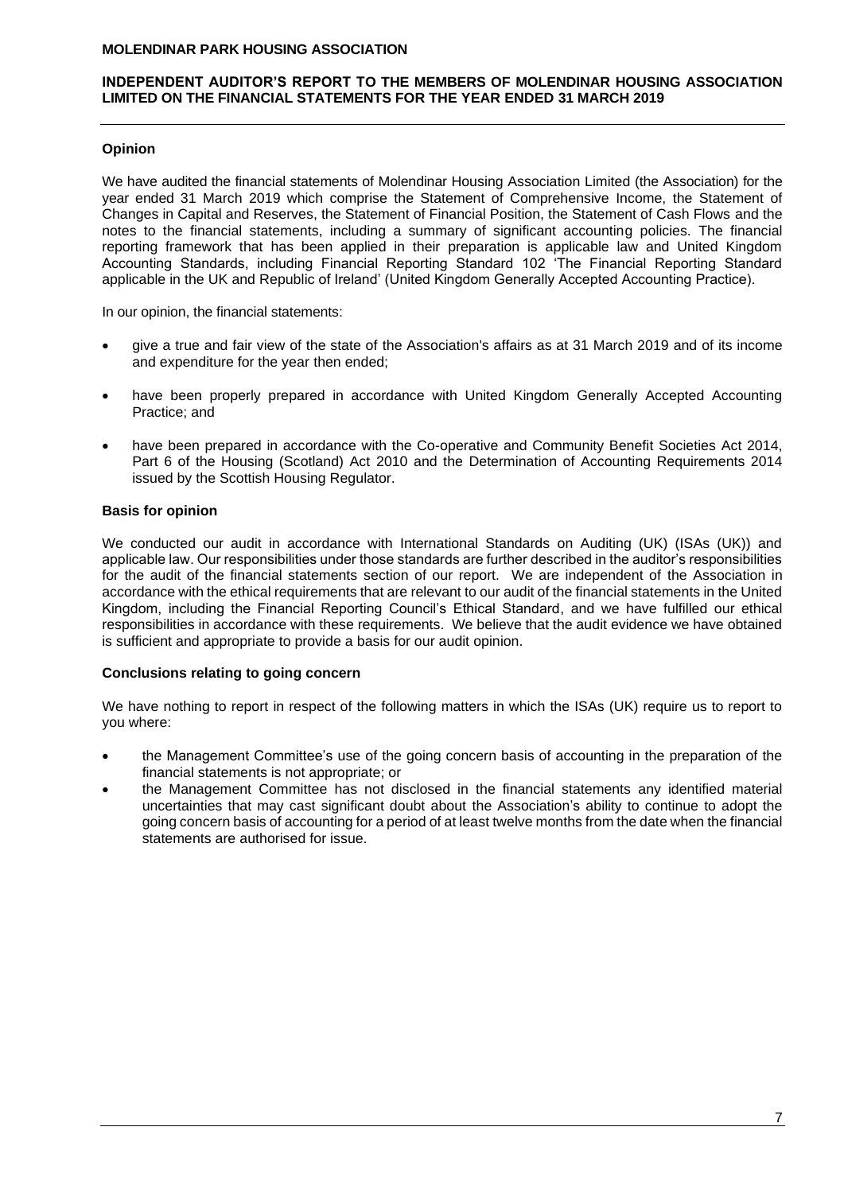## INDEPENDENT AUDITOR'S REPORT TO THE MEMBERS OF MOLENDINAR HOUSING ASSOCIATION LIMITED ON THE FINANCIAL STATEMENTS FOR THE YEAR ENDED 31 MARCH 2019

### Opinion

We have audited the financial statements of Molendinar Housing Association Limited (the Association) for the year ended 31 March 2019 which comprise the Statement of Comprehensive Income, the Statement of Changes in Capital and Reserves, the Statement of Financial Position, the Statement of Cash Flows and the notes to the financial statements, including a summary of significant accounting policies. The financial reporting framework that has been applied in their preparation is applicable law and United Kingdom Accounting Standards, including Financial Reporting Standard 102 'The Financial Reporting Standard applicable in the UK and Republic of Ireland' (United Kingdom Generally Accepted Accounting Practice).

In our opinion, the financial statements:

- give a true and fair view of the state of the Association's affairs as at 31 March 2019 and of its income and expenditure for the year then ended;
- have been properly prepared in accordance with United Kingdom Generally Accepted Accounting Practice; and
- have been prepared in accordance with the Co-operative and Community Benefit Societies Act 2014, Part 6 of the Housing (Scotland) Act 2010 and the Determination of Accounting Requirements 2014 issued by the Scottish Housing Regulator.

### Basis for opinion

We conducted our audit in accordance with International Standards on Auditing (UK) (ISAs (UK)) and applicable law. Our responsibilities under those standards are further described in the auditor's responsibilities for the audit of the financial statements section of our report. We are independent of the Association in accordance with the ethical requirements that are relevant to our audit of the financial statements in the United Kingdom, including the Financial Reporting Council's Ethical Standard, and we have fulfilled our ethical responsibilities in accordance with these requirements. We believe that the audit evidence we have obtained is sufficient and appropriate to provide a basis for our audit opinion.

### Conclusions relating to going concern

We have nothing to report in respect of the following matters in which the ISAs (UK) require us to report to you where:

- the Management Committee's use of the going concern basis of accounting in the preparation of the financial statements is not appropriate; or
- the Management Committee has not disclosed in the financial statements any identified material uncertainties that may cast significant doubt about the Association's ability to continue to adopt the going concern basis of accounting for a period of at least twelve months from the date when the financial statements are authorised for issue.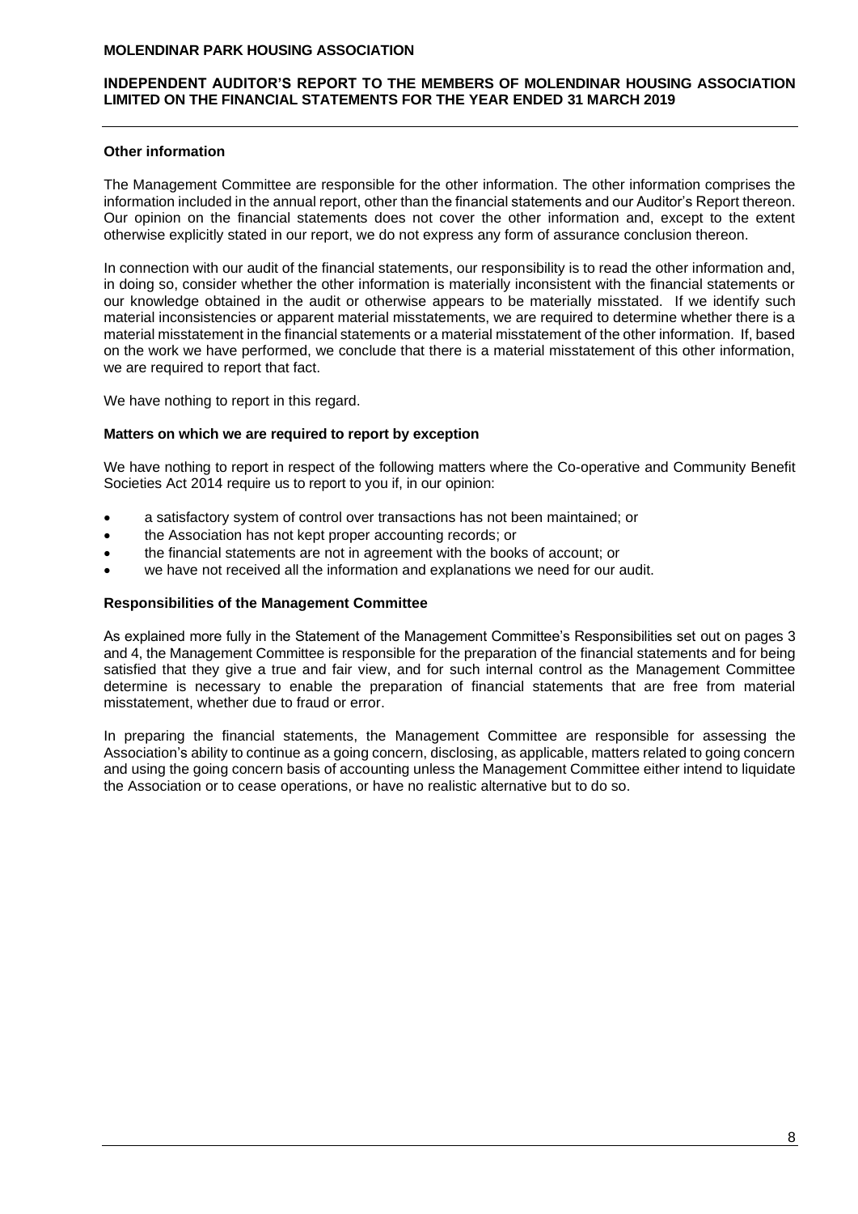**Other information**

The Management Committee are responsible for the other information. The other information comprises the information included in the annual report, other than the financial statements and our Auditor's Report thereon. Our opinion on the financial statements does not cover the other information and, except to the extent otherwise explicitly stated in our report, we do not express any form of assurance conclusion thereon.

In connection with our audit of the financial statements, our responsibility is to read the other information and, in doing so, consider whether the other information is materially inconsistent with the financial statements or our knowledge obtained in the audit or otherwise appears to be materially misstated. If we identify such material inconsistencies or apparent material misstatements, we are required to determine whether there is a material misstatement in the financial statements or a material misstatement of the other information. If, based on the work we have performed, we conclude that there is a material misstatement of this other information, we are required to report that fact.

We have nothing to report in this regard.

**Matters on which we are required to report by exception**

We have nothing to report in respect of the following matters where the Co-operative and Community Benefit Societies Act 2014 require us to report to you if, in our opinion:

- a satisfactory system of control over transactions has not been maintained; or
- the Association has not kept proper accounting records; or
- the financial statements are not in agreement with the books of account; or
- we have not received all the information and explanations we need for our audit.

**Responsibilities of the Management Committee**

As explained more fully in the Statement of the Management Committee's Responsibilities set out on pages 3 and 4, the Management Committee is responsible for the preparation of the financial statements and for being satisfied that they give a true and fair view, and for such internal control as the Management Committee determine is necessary to enable the preparation of financial statements that are free from material misstatement, whether due to fraud or error.

In preparing the financial statements, the Management Committee are responsible for assessing the Association's ability to continue as a going concern, disclosing, as applicable, matters related to going concern and using the going concern basis of accounting unless the Management Committee either intend to liquidate the Association or to cease operations, or have no realistic alternative but to do so.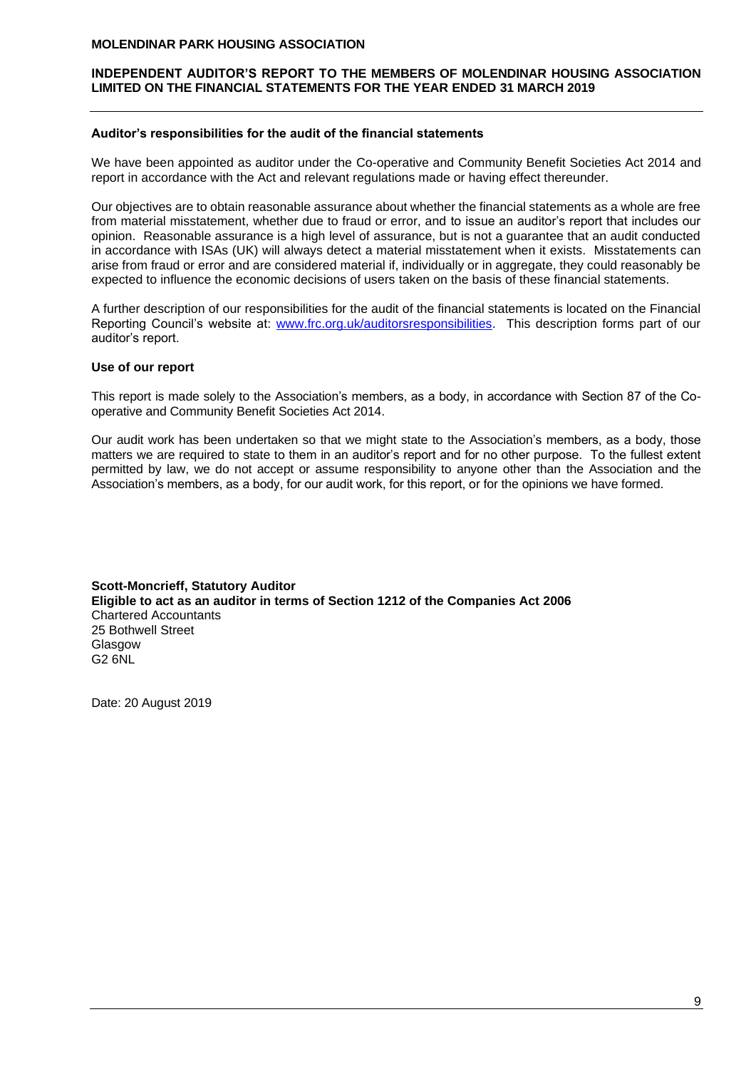## Auditor's responsibilities for the audit of the financial statements

We have been appointed as auditor under the Co-operative and Community Benefit Societies Act 2014 and report in accordance with the Act and relevant regulations made or having effect thereunder.

Our objectives are to obtain reasonable assurance about whether the financial statements as a whole are free from material misstatement, whether due to fraud or error, and to issue an auditor's report that includes our opinion. Reasonable assurance is a high level of assurance, but is not a guarantee that an audit conducted in accordance with ISAs (UK) will always detect a material misstatement when it exists. Misstatements can arise from fraud or error and are considered material if, individually or in aggregate, they could reasonably be expected to influence the economic decisions of users taken on the basis of these financial statements.

A further description of our responsibilities for the audit of the financial statements is located on the Financial Reporting Council's website at: [www.frc.org.uk/auditorsresponsibilities](www.frc.org.uk/auditorsresponsibilities). This description forms part of our auditor's report.

## Use of our report

This report is made solely to the Association's members, as a body, in accordance with Section 87 of the Co-operative and Community Benefit Societies Act 2014.

Our audit work has been undertaken so that we might state to the Association's members, as a body, those matters we are required to state to them in an auditor's report and for no other purpose. To the fullest extent permitted by law, we do not accept or assume responsibility to anyone other than the Association and the Association's members, as a body, for our audit work, for this report, or for the opinions we have formed.

**Scott-Moncrieff, Statutory Auditor**
**Eligible to act as an auditor in terms of Section 1212 of the Companies Act 2006**
Chartered Accountants
25 Bothwell Street
Glasgow
G2 6NL

Date: 20 August 2019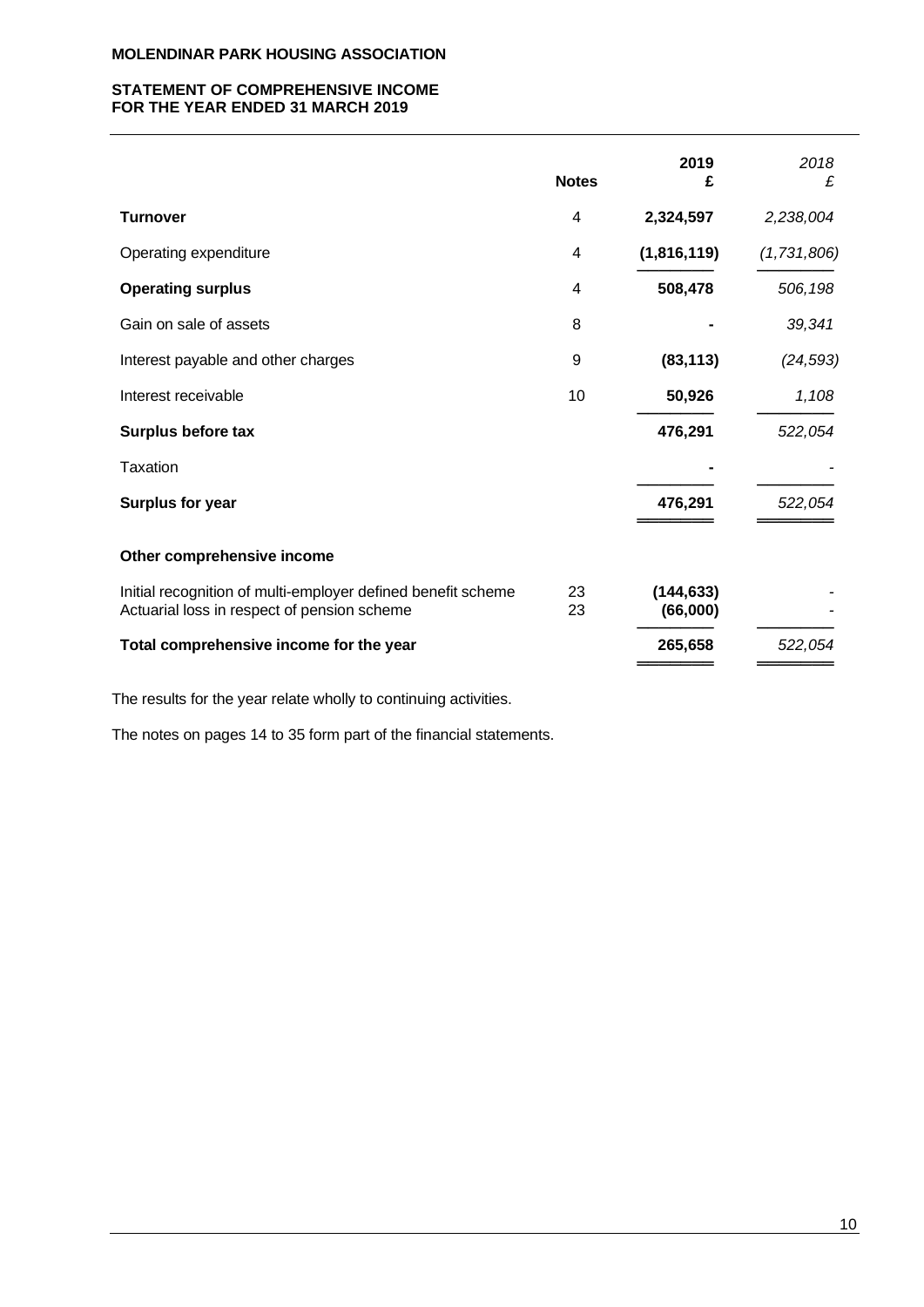**MOLENDINAR PARK HOUSING ASSOCIATION**

**STATEMENT OF COMPREHENSIVE INCOME**
**FOR THE YEAR ENDED 31 MARCH 2019**

| | Notes | 2019<br>£ | *2018*<br>*£* |
|---|---|---|---|
| **Turnover** | 4 | **2,324,597** | *2,238,004* |
| Operating expenditure | 4 | **(1,816,119)** | *(1,731,806)* |
| **Operating surplus** | 4 | **508,478** | *506,198* |
| Gain on sale of assets | 8 | **-** | *39,341* |
| Interest payable and other charges | 9 | **(83,113)** | *(24,593)* |
| Interest receivable | 10 | **50,926** | *1,108* |
| **Surplus before tax** | | **476,291** | *522,054* |
| Taxation | | **-** | - |
| **Surplus for year** | | **476,291** | *522,054* |
| **Other comprehensive income** | | | |
| Initial recognition of multi-employer defined benefit scheme | 23 | **(144,633)** | - |
| Actuarial loss in respect of pension scheme | 23 | **(66,000)** | - |
| **Total comprehensive income for the year** | | **265,658** | *522,054* |

The results for the year relate wholly to continuing activities.

The notes on pages 14 to 35 form part of the financial statements.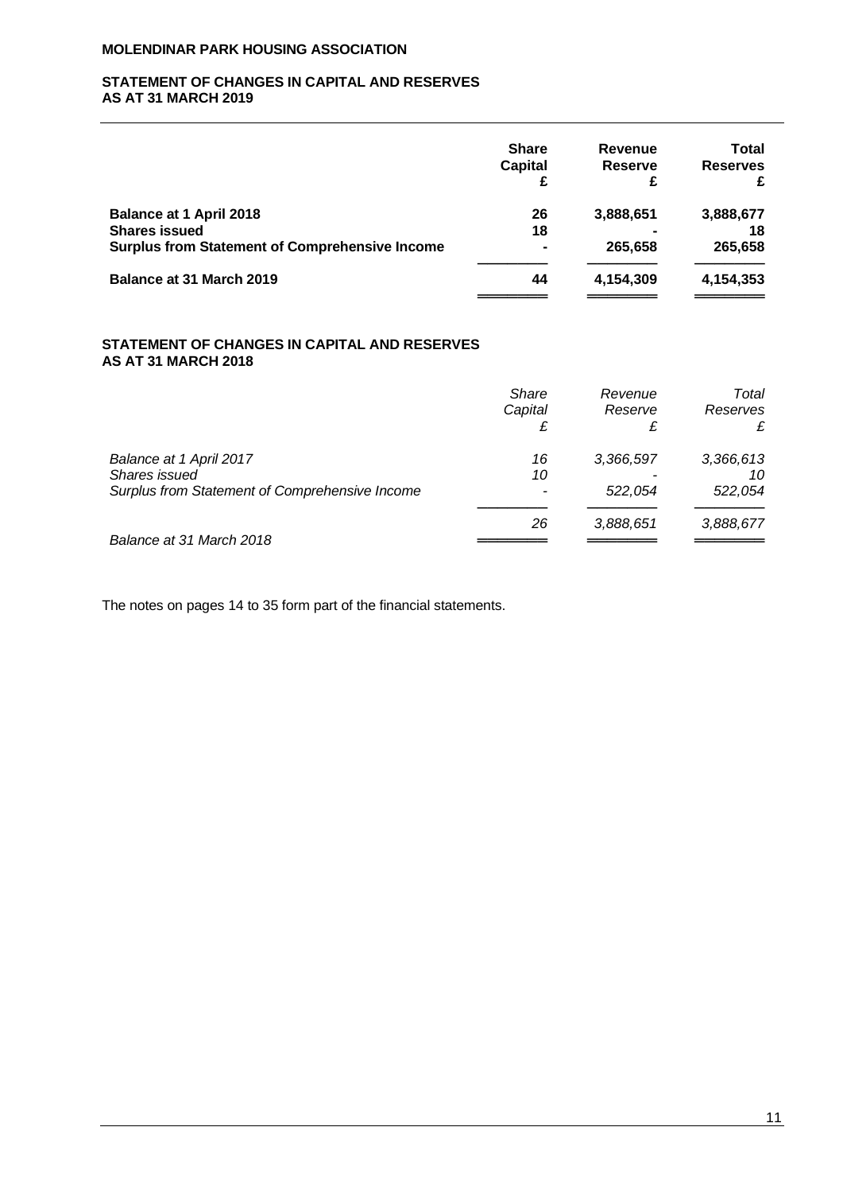**MOLENDINAR PARK HOUSING ASSOCIATION**

## STATEMENT OF CHANGES IN CAPITAL AND RESERVES
## AS AT 31 MARCH 2019

| | Share Capital £ | Revenue Reserve £ | Total Reserves £ |
|---|---|---|---|
| **Balance at 1 April 2018** | **26** | **3,888,651** | **3,888,677** |
| **Shares issued** | **18** | **-** | **18** |
| **Surplus from Statement of Comprehensive Income** | **-** | **265,658** | **265,658** |
| **Balance at 31 March 2019** | **44** | **4,154,309** | **4,154,353** |

## STATEMENT OF CHANGES IN CAPITAL AND RESERVES
## AS AT 31 MARCH 2018

| | *Share Capital £* | *Revenue Reserve £* | *Total Reserves £* |
|---|---|---|---|
| *Balance at 1 April 2017* | *16* | *3,366,597* | *3,366,613* |
| *Shares issued* | *10* | *-* | *10* |
| *Surplus from Statement of Comprehensive Income* | *-* | *522,054* | *522,054* |
| *Balance at 31 March 2018* | *26* | *3,888,651* | *3,888,677* |

The notes on pages 14 to 35 form part of the financial statements.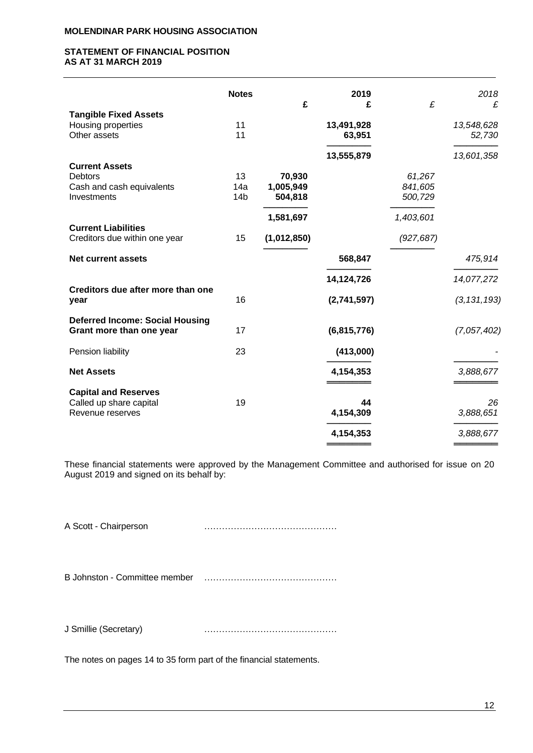**MOLENDINAR PARK HOUSING ASSOCIATION**

**STATEMENT OF FINANCIAL POSITION**
**AS AT 31 MARCH 2019**

| | **Notes** | **£** | **2019 £** | *£* | *2018 £* |
|---|---|---|---|---|---|
| **Tangible Fixed Assets** | | | | | |
| Housing properties | 11 | | 13,491,928 | | *13,548,628* |
| Other assets | 11 | | 63,951 | | *52,730* |
| | | | **13,555,879** | | *13,601,358* |
| **Current Assets** | | | | | |
| Debtors | 13 | 70,930 | | *61,267* | |
| Cash and cash equivalents | 14a | 1,005,949 | | *841,605* | |
| Investments | 14b | 504,818 | | *500,729* | |
| | | **1,581,697** | | *1,403,601* | |
| **Current Liabilities** | | | | | |
| Creditors due within one year | 15 | (1,012,850) | | *(927,687)* | |
| **Net current assets** | | | **568,847** | | *475,914* |
| | | | **14,124,726** | | *14,077,272* |
| **Creditors due after more than one year** | 16 | | (2,741,597) | | *(3,131,193)* |
| **Deferred Income: Social Housing Grant more than one year** | 17 | | (6,815,776) | | *(7,057,402)* |
| Pension liability | 23 | | (413,000) | | *-* |
| **Net Assets** | | | **4,154,353** | | *3,888,677* |
| **Capital and Reserves** | | | | | |
| Called up share capital | 19 | | 44 | | *26* |
| Revenue reserves | | | 4,154,309 | | *3,888,651* |
| | | | **4,154,353** | | *3,888,677* |

These financial statements were approved by the Management Committee and authorised for issue on 20 August 2019 and signed on its behalf by:

A Scott - Chairperson ……………………………………

B Johnston - Committee member ……………………………………

J Smillie (Secretary) ……………………………………

The notes on pages 14 to 35 form part of the financial statements.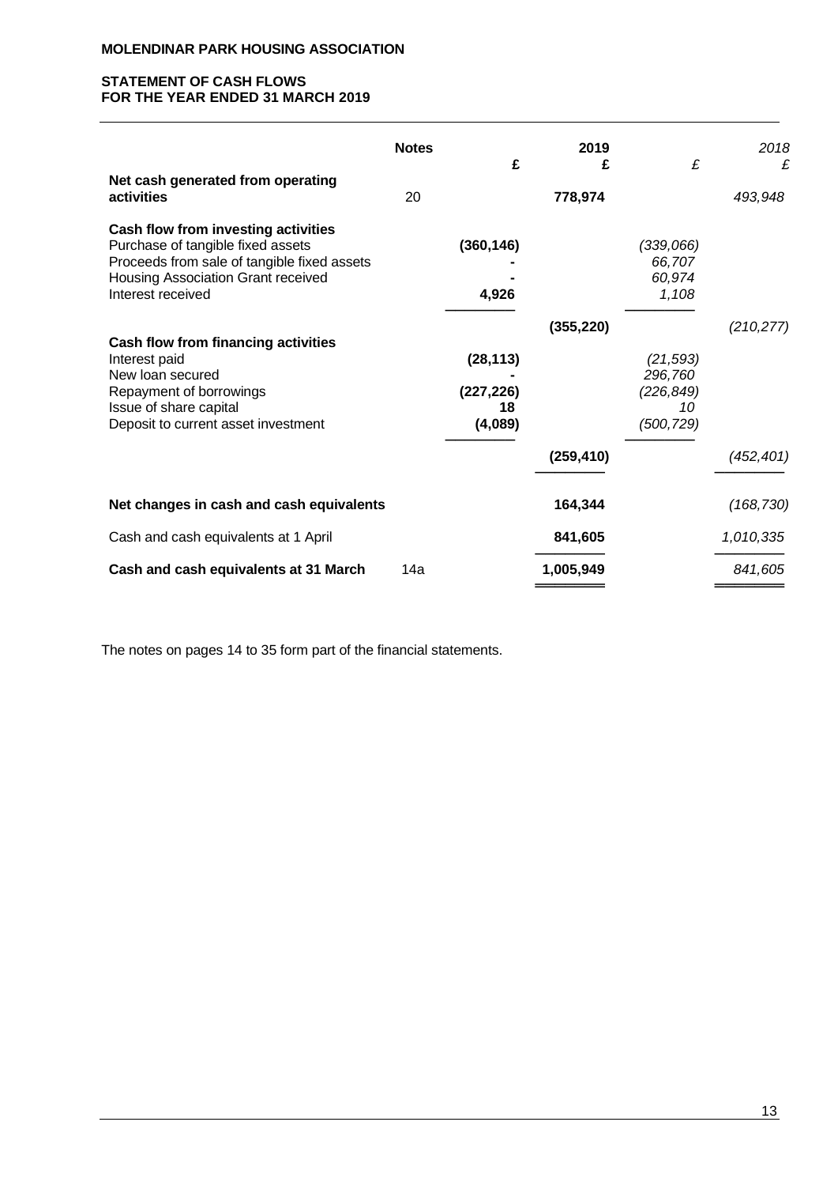**MOLENDINAR PARK HOUSING ASSOCIATION**

**STATEMENT OF CASH FLOWS**
**FOR THE YEAR ENDED 31 MARCH 2019**

| | Notes | 2019 £ | 2019 £ | *2018 £* | *2018 £* |
|---|---|---|---|---|---|
| **Net cash generated from operating activities** | 20 | | **778,974** | | *493,948* |
| **Cash flow from investing activities** | | | | | |
| Purchase of tangible fixed assets | | **(360,146)** | | *(339,066)* | |
| Proceeds from sale of tangible fixed assets | | **-** | | *66,707* | |
| Housing Association Grant received | | **-** | | *60,974* | |
| Interest received | | **4,926** | | *1,108* | |
| | | | **(355,220)** | | *(210,277)* |
| **Cash flow from financing activities** | | | | | |
| Interest paid | | **(28,113)** | | *(21,593)* | |
| New loan secured | | **-** | | *296,760* | |
| Repayment of borrowings | | **(227,226)** | | *(226,849)* | |
| Issue of share capital | | **18** | | *10* | |
| Deposit to current asset investment | | **(4,089)** | | *(500,729)* | |
| | | | **(259,410)** | | *(452,401)* |
| **Net changes in cash and cash equivalents** | | | **164,344** | | *(168,730)* |
| Cash and cash equivalents at 1 April | | | **841,605** | | *1,010,335* |
| **Cash and cash equivalents at 31 March** | 14a | | **1,005,949** | | *841,605* |

The notes on pages 14 to 35 form part of the financial statements.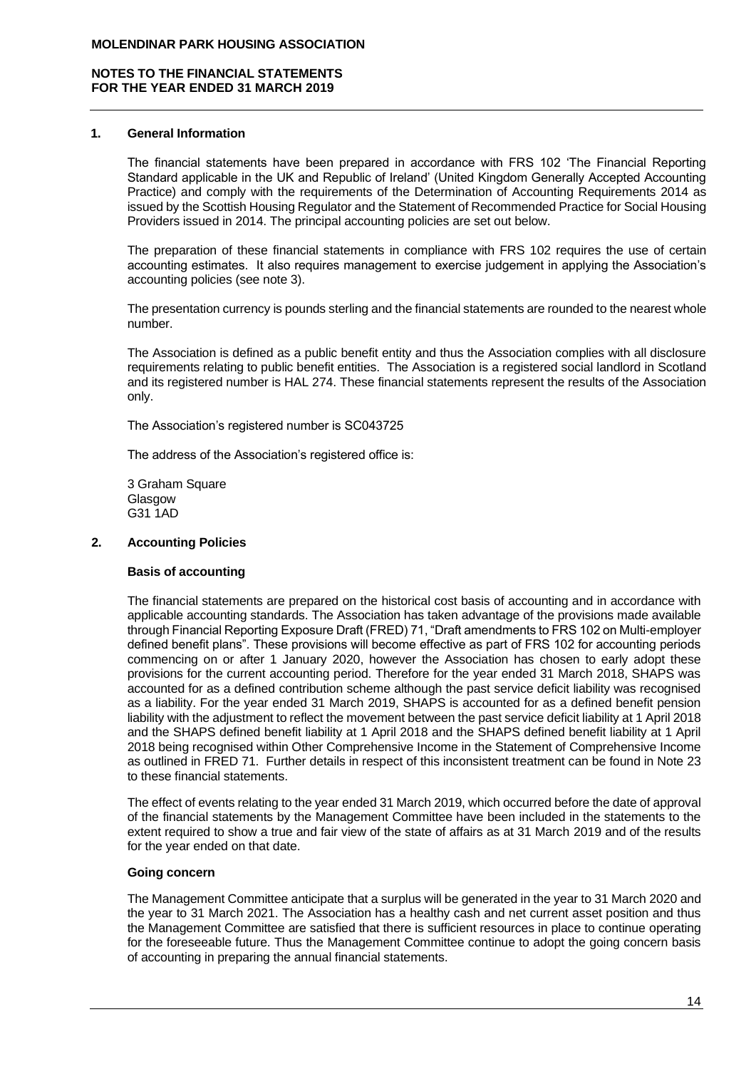## 1. General Information

The financial statements have been prepared in accordance with FRS 102 'The Financial Reporting Standard applicable in the UK and Republic of Ireland' (United Kingdom Generally Accepted Accounting Practice) and comply with the requirements of the Determination of Accounting Requirements 2014 as issued by the Scottish Housing Regulator and the Statement of Recommended Practice for Social Housing Providers issued in 2014. The principal accounting policies are set out below.

The preparation of these financial statements in compliance with FRS 102 requires the use of certain accounting estimates. It also requires management to exercise judgement in applying the Association's accounting policies (see note 3).

The presentation currency is pounds sterling and the financial statements are rounded to the nearest whole number.

The Association is defined as a public benefit entity and thus the Association complies with all disclosure requirements relating to public benefit entities. The Association is a registered social landlord in Scotland and its registered number is HAL 274. These financial statements represent the results of the Association only.

The Association's registered number is SC043725

The address of the Association's registered office is:

3 Graham Square
Glasgow
G31 1AD

## 2. Accounting Policies

**Basis of accounting**

The financial statements are prepared on the historical cost basis of accounting and in accordance with applicable accounting standards. The Association has taken advantage of the provisions made available through Financial Reporting Exposure Draft (FRED) 71, "Draft amendments to FRS 102 on Multi-employer defined benefit plans". These provisions will become effective as part of FRS 102 for accounting periods commencing on or after 1 January 2020, however the Association has chosen to early adopt these provisions for the current accounting period. Therefore for the year ended 31 March 2018, SHAPS was accounted for as a defined contribution scheme although the past service deficit liability was recognised as a liability. For the year ended 31 March 2019, SHAPS is accounted for as a defined benefit pension liability with the adjustment to reflect the movement between the past service deficit liability at 1 April 2018 and the SHAPS defined benefit liability at 1 April 2018 and the SHAPS defined benefit liability at 1 April 2018 being recognised within Other Comprehensive Income in the Statement of Comprehensive Income as outlined in FRED 71. Further details in respect of this inconsistent treatment can be found in Note 23 to these financial statements.

The effect of events relating to the year ended 31 March 2019, which occurred before the date of approval of the financial statements by the Management Committee have been included in the statements to the extent required to show a true and fair view of the state of affairs as at 31 March 2019 and of the results for the year ended on that date.

**Going concern**

The Management Committee anticipate that a surplus will be generated in the year to 31 March 2020 and the year to 31 March 2021. The Association has a healthy cash and net current asset position and thus the Management Committee are satisfied that there is sufficient resources in place to continue operating for the foreseeable future. Thus the Management Committee continue to adopt the going concern basis of accounting in preparing the annual financial statements.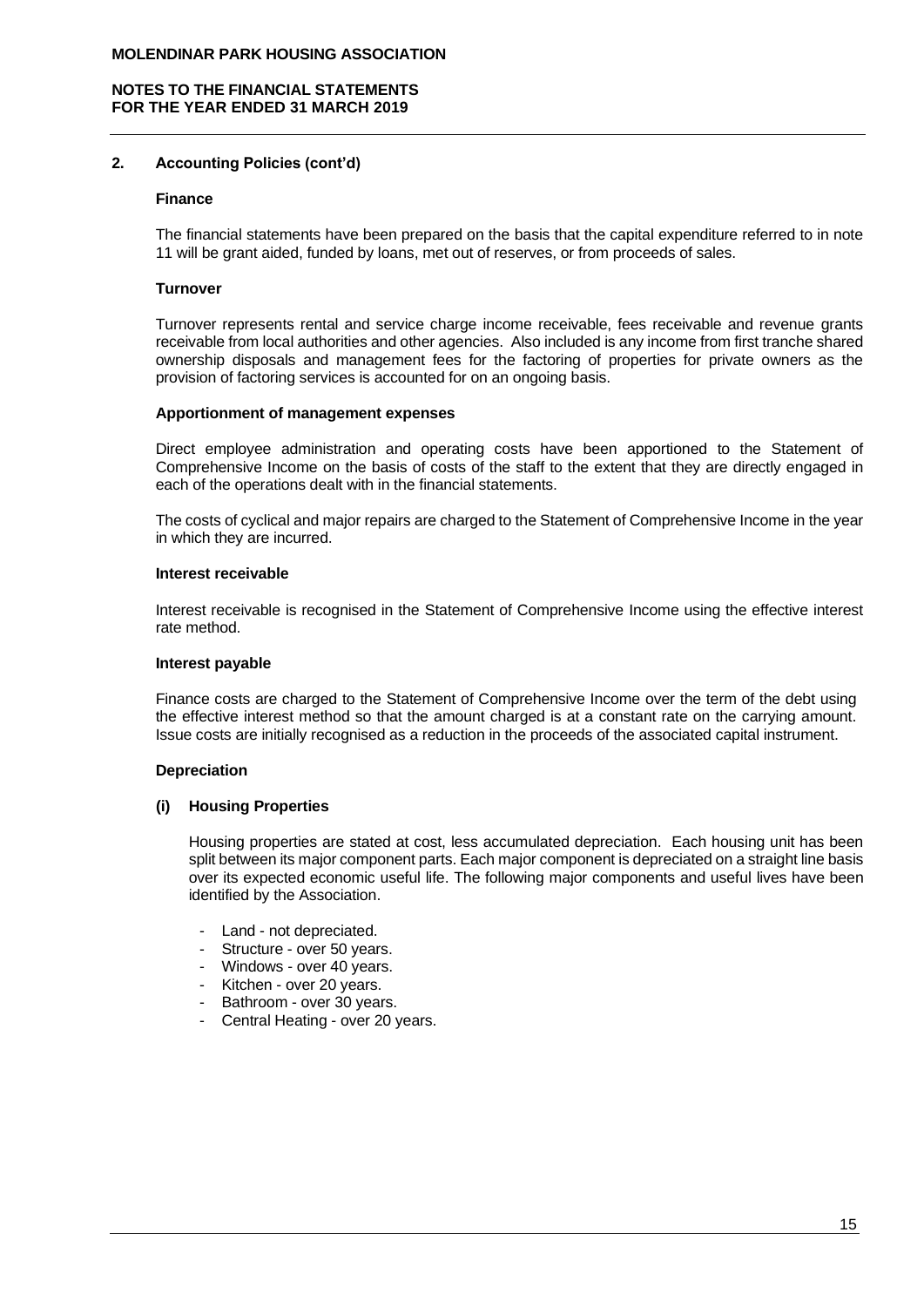## 2. Accounting Policies (cont'd)

### Finance

The financial statements have been prepared on the basis that the capital expenditure referred to in note 11 will be grant aided, funded by loans, met out of reserves, or from proceeds of sales.

### Turnover

Turnover represents rental and service charge income receivable, fees receivable and revenue grants receivable from local authorities and other agencies. Also included is any income from first tranche shared ownership disposals and management fees for the factoring of properties for private owners as the provision of factoring services is accounted for on an ongoing basis.

### Apportionment of management expenses

Direct employee administration and operating costs have been apportioned to the Statement of Comprehensive Income on the basis of costs of the staff to the extent that they are directly engaged in each of the operations dealt with in the financial statements.

The costs of cyclical and major repairs are charged to the Statement of Comprehensive Income in the year in which they are incurred.

### Interest receivable

Interest receivable is recognised in the Statement of Comprehensive Income using the effective interest rate method.

### Interest payable

Finance costs are charged to the Statement of Comprehensive Income over the term of the debt using the effective interest method so that the amount charged is at a constant rate on the carrying amount. Issue costs are initially recognised as a reduction in the proceeds of the associated capital instrument.

### Depreciation

#### (i) Housing Properties

Housing properties are stated at cost, less accumulated depreciation. Each housing unit has been split between its major component parts. Each major component is depreciated on a straight line basis over its expected economic useful life. The following major components and useful lives have been identified by the Association.

- Land - not depreciated.
- Structure - over 50 years.
- Windows - over 40 years.
- Kitchen - over 20 years.
- Bathroom - over 30 years.
- Central Heating - over 20 years.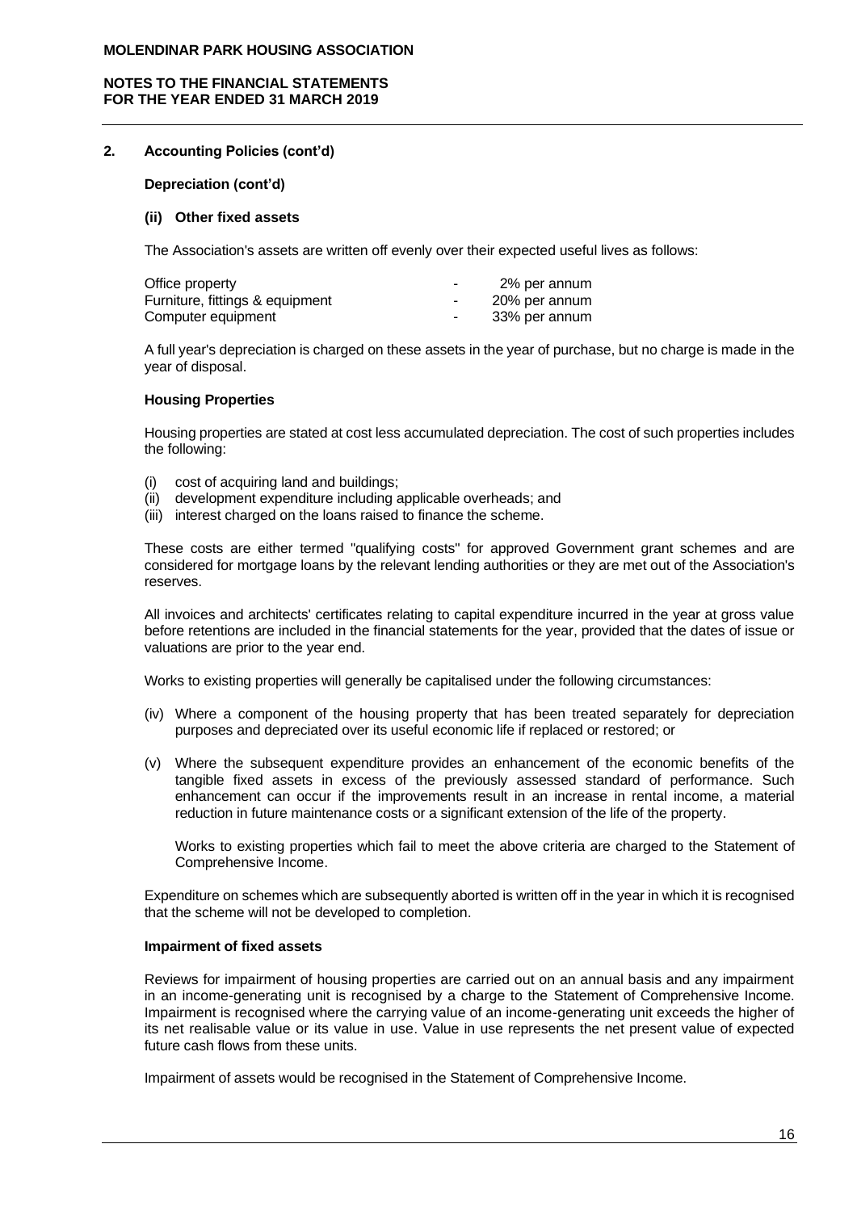## 2. Accounting Policies (cont'd)

**Depreciation (cont'd)**

**(ii) Other fixed assets**

The Association's assets are written off evenly over their expected useful lives as follows:

| | | |
|---|---|---|
| Office property | - | 2% per annum |
| Furniture, fittings & equipment | - | 20% per annum |
| Computer equipment | - | 33% per annum |

A full year's depreciation is charged on these assets in the year of purchase, but no charge is made in the year of disposal.

**Housing Properties**

Housing properties are stated at cost less accumulated depreciation. The cost of such properties includes the following:

(i) cost of acquiring land and buildings;
(ii) development expenditure including applicable overheads; and
(iii) interest charged on the loans raised to finance the scheme.

These costs are either termed "qualifying costs" for approved Government grant schemes and are considered for mortgage loans by the relevant lending authorities or they are met out of the Association's reserves.

All invoices and architects' certificates relating to capital expenditure incurred in the year at gross value before retentions are included in the financial statements for the year, provided that the dates of issue or valuations are prior to the year end.

Works to existing properties will generally be capitalised under the following circumstances:

(iv) Where a component of the housing property that has been treated separately for depreciation purposes and depreciated over its useful economic life if replaced or restored; or

(v) Where the subsequent expenditure provides an enhancement of the economic benefits of the tangible fixed assets in excess of the previously assessed standard of performance. Such enhancement can occur if the improvements result in an increase in rental income, a material reduction in future maintenance costs or a significant extension of the life of the property.

Works to existing properties which fail to meet the above criteria are charged to the Statement of Comprehensive Income.

Expenditure on schemes which are subsequently aborted is written off in the year in which it is recognised that the scheme will not be developed to completion.

**Impairment of fixed assets**

Reviews for impairment of housing properties are carried out on an annual basis and any impairment in an income-generating unit is recognised by a charge to the Statement of Comprehensive Income. Impairment is recognised where the carrying value of an income-generating unit exceeds the higher of its net realisable value or its value in use. Value in use represents the net present value of expected future cash flows from these units.

Impairment of assets would be recognised in the Statement of Comprehensive Income.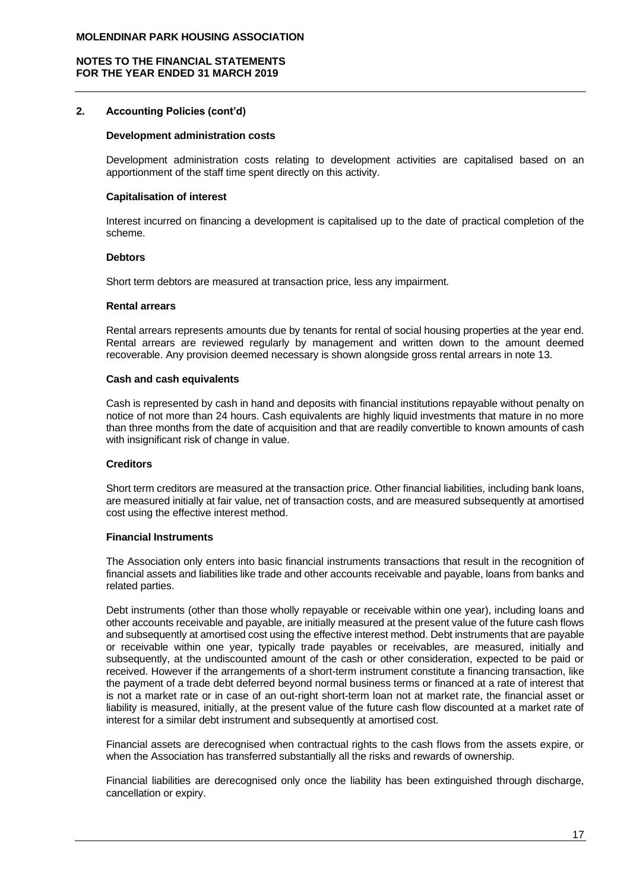## 2. Accounting Policies (cont'd)

### Development administration costs

Development administration costs relating to development activities are capitalised based on an apportionment of the staff time spent directly on this activity.

### Capitalisation of interest

Interest incurred on financing a development is capitalised up to the date of practical completion of the scheme.

### Debtors

Short term debtors are measured at transaction price, less any impairment.

### Rental arrears

Rental arrears represents amounts due by tenants for rental of social housing properties at the year end. Rental arrears are reviewed regularly by management and written down to the amount deemed recoverable. Any provision deemed necessary is shown alongside gross rental arrears in note 13.

### Cash and cash equivalents

Cash is represented by cash in hand and deposits with financial institutions repayable without penalty on notice of not more than 24 hours. Cash equivalents are highly liquid investments that mature in no more than three months from the date of acquisition and that are readily convertible to known amounts of cash with insignificant risk of change in value.

### Creditors

Short term creditors are measured at the transaction price. Other financial liabilities, including bank loans, are measured initially at fair value, net of transaction costs, and are measured subsequently at amortised cost using the effective interest method.

### Financial Instruments

The Association only enters into basic financial instruments transactions that result in the recognition of financial assets and liabilities like trade and other accounts receivable and payable, loans from banks and related parties.

Debt instruments (other than those wholly repayable or receivable within one year), including loans and other accounts receivable and payable, are initially measured at the present value of the future cash flows and subsequently at amortised cost using the effective interest method. Debt instruments that are payable or receivable within one year, typically trade payables or receivables, are measured, initially and subsequently, at the undiscounted amount of the cash or other consideration, expected to be paid or received. However if the arrangements of a short-term instrument constitute a financing transaction, like the payment of a trade debt deferred beyond normal business terms or financed at a rate of interest that is not a market rate or in case of an out-right short-term loan not at market rate, the financial asset or liability is measured, initially, at the present value of the future cash flow discounted at a market rate of interest for a similar debt instrument and subsequently at amortised cost.

Financial assets are derecognised when contractual rights to the cash flows from the assets expire, or when the Association has transferred substantially all the risks and rewards of ownership.

Financial liabilities are derecognised only once the liability has been extinguished through discharge, cancellation or expiry.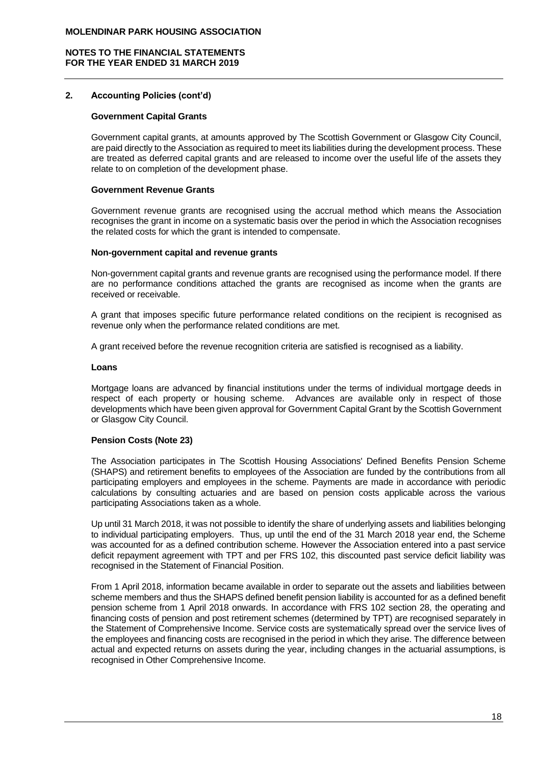## 2. Accounting Policies (cont'd)

### Government Capital Grants

Government capital grants, at amounts approved by The Scottish Government or Glasgow City Council, are paid directly to the Association as required to meet its liabilities during the development process. These are treated as deferred capital grants and are released to income over the useful life of the assets they relate to on completion of the development phase.

### Government Revenue Grants

Government revenue grants are recognised using the accrual method which means the Association recognises the grant in income on a systematic basis over the period in which the Association recognises the related costs for which the grant is intended to compensate.

### Non-government capital and revenue grants

Non-government capital grants and revenue grants are recognised using the performance model. If there are no performance conditions attached the grants are recognised as income when the grants are received or receivable.

A grant that imposes specific future performance related conditions on the recipient is recognised as revenue only when the performance related conditions are met.

A grant received before the revenue recognition criteria are satisfied is recognised as a liability.

### Loans

Mortgage loans are advanced by financial institutions under the terms of individual mortgage deeds in respect of each property or housing scheme. Advances are available only in respect of those developments which have been given approval for Government Capital Grant by the Scottish Government or Glasgow City Council.

### Pension Costs (Note 23)

The Association participates in The Scottish Housing Associations' Defined Benefits Pension Scheme (SHAPS) and retirement benefits to employees of the Association are funded by the contributions from all participating employers and employees in the scheme. Payments are made in accordance with periodic calculations by consulting actuaries and are based on pension costs applicable across the various participating Associations taken as a whole.

Up until 31 March 2018, it was not possible to identify the share of underlying assets and liabilities belonging to individual participating employers. Thus, up until the end of the 31 March 2018 year end, the Scheme was accounted for as a defined contribution scheme. However the Association entered into a past service deficit repayment agreement with TPT and per FRS 102, this discounted past service deficit liability was recognised in the Statement of Financial Position.

From 1 April 2018, information became available in order to separate out the assets and liabilities between scheme members and thus the SHAPS defined benefit pension liability is accounted for as a defined benefit pension scheme from 1 April 2018 onwards. In accordance with FRS 102 section 28, the operating and financing costs of pension and post retirement schemes (determined by TPT) are recognised separately in the Statement of Comprehensive Income. Service costs are systematically spread over the service lives of the employees and financing costs are recognised in the period in which they arise. The difference between actual and expected returns on assets during the year, including changes in the actuarial assumptions, is recognised in Other Comprehensive Income.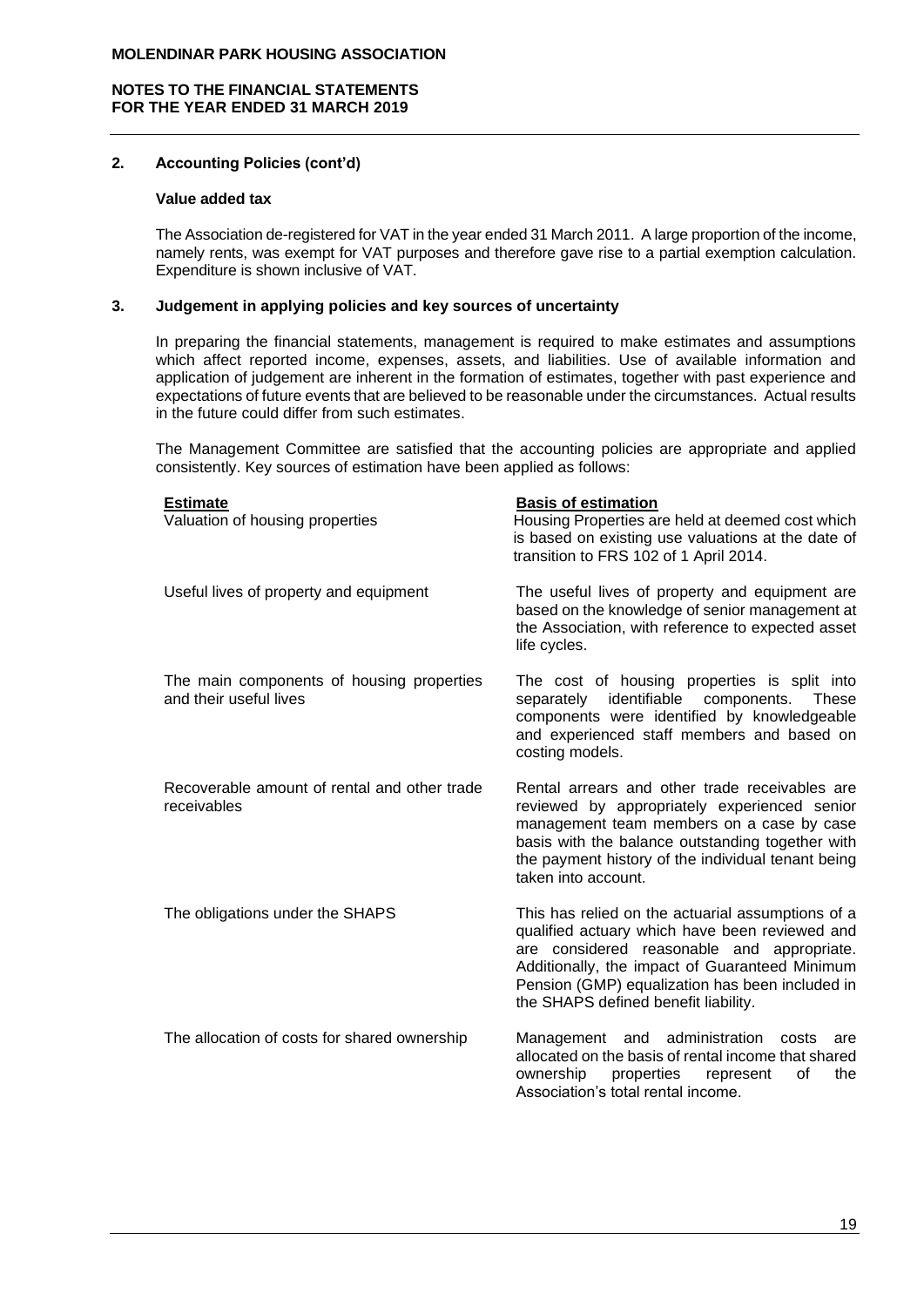## 2. Accounting Policies (cont'd)

### Value added tax

The Association de-registered for VAT in the year ended 31 March 2011. A large proportion of the income, namely rents, was exempt for VAT purposes and therefore gave rise to a partial exemption calculation. Expenditure is shown inclusive of VAT.

## 3. Judgement in applying policies and key sources of uncertainty

In preparing the financial statements, management is required to make estimates and assumptions which affect reported income, expenses, assets, and liabilities. Use of available information and application of judgement are inherent in the formation of estimates, together with past experience and expectations of future events that are believed to be reasonable under the circumstances. Actual results in the future could differ from such estimates.

The Management Committee are satisfied that the accounting policies are appropriate and applied consistently. Key sources of estimation have been applied as follows:

| Estimate | Basis of estimation |
|---|---|
| Valuation of housing properties | Housing Properties are held at deemed cost which is based on existing use valuations at the date of transition to FRS 102 of 1 April 2014. |
| Useful lives of property and equipment | The useful lives of property and equipment are based on the knowledge of senior management at the Association, with reference to expected asset life cycles. |
| The main components of housing properties and their useful lives | The cost of housing properties is split into separately identifiable components. These components were identified by knowledgeable and experienced staff members and based on costing models. |
| Recoverable amount of rental and other trade receivables | Rental arrears and other trade receivables are reviewed by appropriately experienced senior management team members on a case by case basis with the balance outstanding together with the payment history of the individual tenant being taken into account. |
| The obligations under the SHAPS | This has relied on the actuarial assumptions of a qualified actuary which have been reviewed and are considered reasonable and appropriate. Additionally, the impact of Guaranteed Minimum Pension (GMP) equalization has been included in the SHAPS defined benefit liability. |
| The allocation of costs for shared ownership | Management and administration costs are allocated on the basis of rental income that shared ownership properties represent of the Association's total rental income. |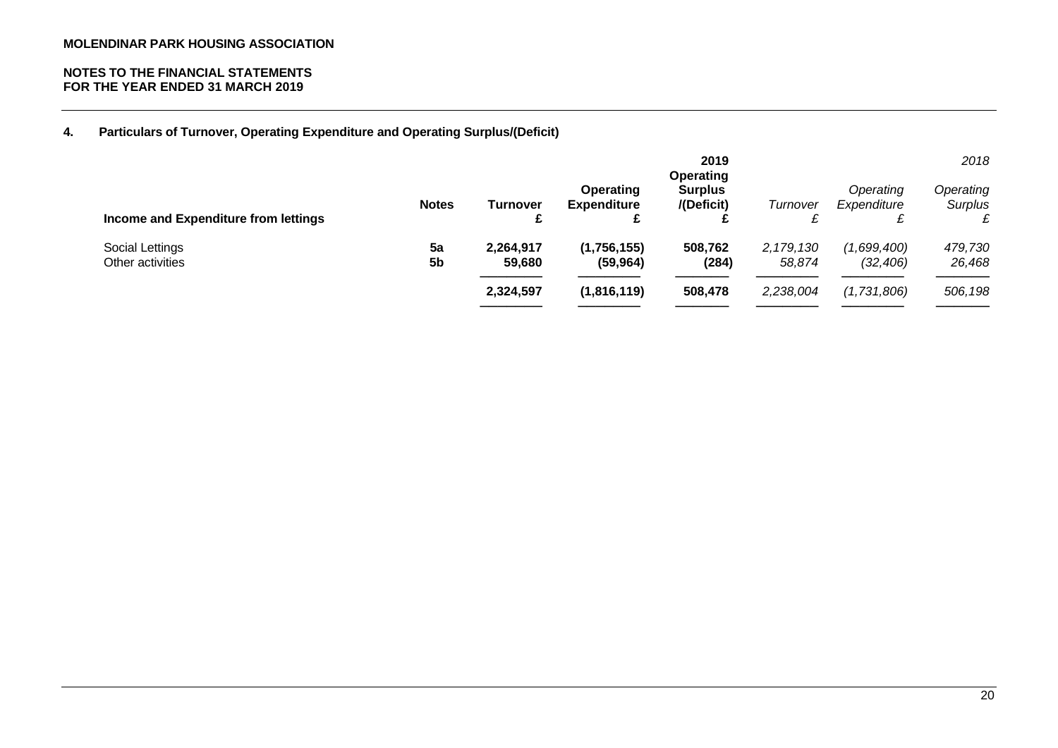**MOLENDINAR PARK HOUSING ASSOCIATION**

**NOTES TO THE FINANCIAL STATEMENTS**
**FOR THE YEAR ENDED 31 MARCH 2019**

## 4. Particulars of Turnover, Operating Expenditure and Operating Surplus/(Deficit)

| | | | | **2019** | | | *2018* |
|---|---|---|---|---|---|---|---|
| **Income and Expenditure from lettings** | **Notes** | **Turnover** **£** | **Operating Expenditure** **£** | **Operating Surplus /(Deficit)** **£** | *Turnover* *£* | *Operating Expenditure* *£* | *Operating Surplus* *£* |
| Social Lettings | **5a** | **2,264,917** | **(1,756,155)** | **508,762** | *2,179,130* | *(1,699,400)* | *479,730* |
| Other activities | **5b** | **59,680** | **(59,964)** | **(284)** | *58,874* | *(32,406)* | *26,468* |
| | | **2,324,597** | **(1,816,119)** | **508,478** | *2,238,004* | *(1,731,806)* | *506,198* |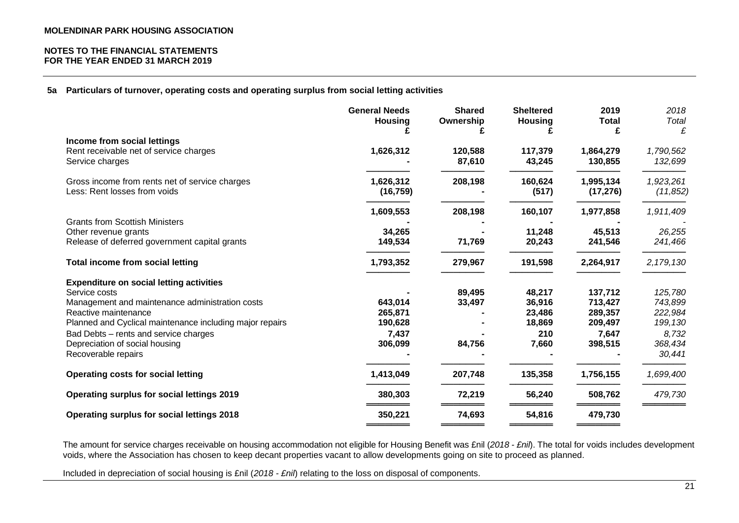**MOLENDINAR PARK HOUSING ASSOCIATION**

**NOTES TO THE FINANCIAL STATEMENTS**
**FOR THE YEAR ENDED 31 MARCH 2019**

**5a Particulars of turnover, operating costs and operating surplus from social letting activities**

| | **General Needs Housing £** | **Shared Ownership £** | **Sheltered Housing £** | **2019 Total £** | *2018 Total £* |
|---|---|---|---|---|---|
| **Income from social lettings** | | | | | |
| Rent receivable net of service charges | **1,626,312** | **120,588** | **117,379** | **1,864,279** | *1,790,562* |
| Service charges | **-** | **87,610** | **43,245** | **130,855** | *132,699* |
| Gross income from rents net of service charges | **1,626,312** | **208,198** | **160,624** | **1,995,134** | *1,923,261* |
| Less: Rent losses from voids | **(16,759)** | **-** | **(517)** | **(17,276)** | *(11,852)* |
| | **1,609,553** | **208,198** | **160,107** | **1,977,858** | *1,911,409* |
| Grants from Scottish Ministers | **-** | **-** | **-** | **-** | *-* |
| Other revenue grants | **34,265** | **-** | **11,248** | **45,513** | *26,255* |
| Release of deferred government capital grants | **149,534** | **71,769** | **20,243** | **241,546** | *241,466* |
| **Total income from social letting** | **1,793,352** | **279,967** | **191,598** | **2,264,917** | *2,179,130* |
| **Expenditure on social letting activities** | | | | | |
| Service costs | **-** | **89,495** | **48,217** | **137,712** | *125,780* |
| Management and maintenance administration costs | **643,014** | **33,497** | **36,916** | **713,427** | *743,899* |
| Reactive maintenance | **265,871** | **-** | **23,486** | **289,357** | *222,984* |
| Planned and Cyclical maintenance including major repairs | **190,628** | **-** | **18,869** | **209,497** | *199,130* |
| Bad Debts – rents and service charges | **7,437** | **-** | **210** | **7,647** | *8,732* |
| Depreciation of social housing | **306,099** | **84,756** | **7,660** | **398,515** | *368,434* |
| Recoverable repairs | **-** | **-** | **-** | **-** | *30,441* |
| **Operating costs for social letting** | **1,413,049** | **207,748** | **135,358** | **1,756,155** | *1,699,400* |
| **Operating surplus for social lettings 2019** | **380,303** | **72,219** | **56,240** | **508,762** | *479,730* |
| **Operating surplus for social lettings 2018** | **350,221** | **74,693** | **54,816** | **479,730** | |

The amount for service charges receivable on housing accommodation not eligible for Housing Benefit was £nil (*2018 - £nil*). The total for voids includes development voids, where the Association has chosen to keep decant properties vacant to allow developments going on site to proceed as planned.

Included in depreciation of social housing is £nil (*2018 - £nil*) relating to the loss on disposal of components.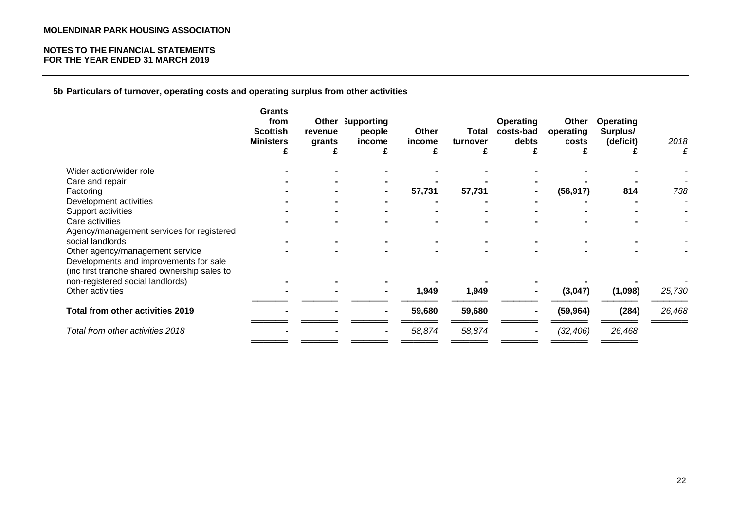**MOLENDINAR PARK HOUSING ASSOCIATION**

**NOTES TO THE FINANCIAL STATEMENTS**
**FOR THE YEAR ENDED 31 MARCH 2019**

### 5b Particulars of turnover, operating costs and operating surplus from other activities

| | Grants from Scottish Ministers £ | Other revenue grants £ | Supporting people income £ | Other income £ | Total turnover £ | Operating costs-bad debts £ | Other operating costs £ | Operating Surplus/ (deficit) £ | *2018 £* |
|---|---|---|---|---|---|---|---|---|---|
| Wider action/wider role | - | - | - | - | - | - | - | - | - |
| Care and repair | - | - | - | - | - | - | - | - | - |
| Factoring | - | - | - | 57,731 | 57,731 | - | (56,917) | 814 | *738* |
| Development activities | - | - | - | - | - | - | - | - | - |
| Support activities | - | - | - | - | - | - | - | - | - |
| Care activities | - | - | - | - | - | - | - | - | - |
| Agency/management services for registered social landlords | - | - | - | - | - | - | - | - | - |
| Other agency/management service | - | - | - | - | - | - | - | - | - |
| Developments and improvements for sale (inc first tranche shared ownership sales to non-registered social landlords) | - | - | - | - | - | - | - | - | - |
| Other activities | - | - | - | 1,949 | 1,949 | - | (3,047) | (1,098) | *25,730* |
| **Total from other activities 2019** | - | - | - | **59,680** | **59,680** | - | **(59,964)** | **(284)** | *26,468* |
| *Total from other activities 2018* | *-* | *-* | *-* | *58,874* | *58,874* | *-* | *(32,406)* | *26,468* | |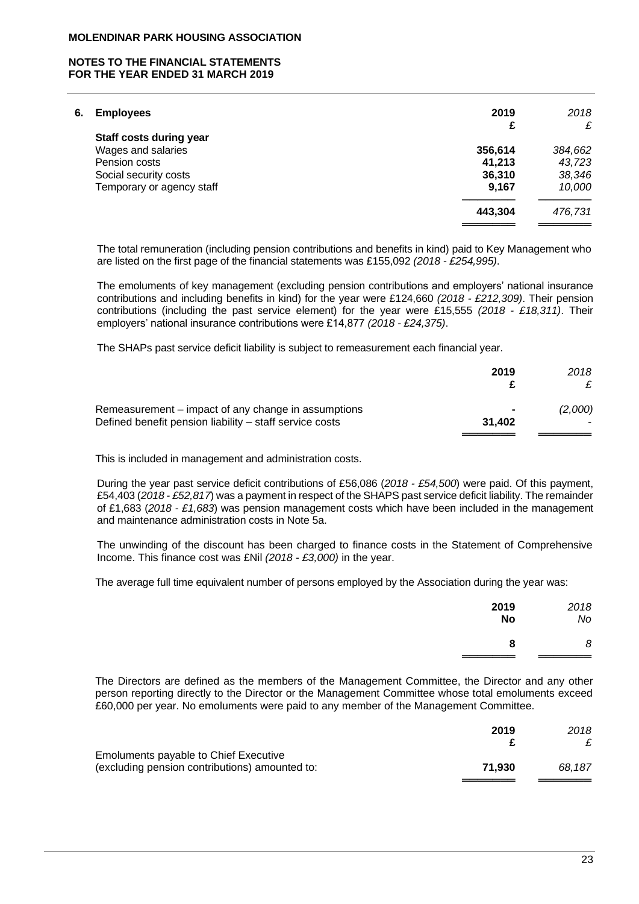**MOLENDINAR PARK HOUSING ASSOCIATION**

**NOTES TO THE FINANCIAL STATEMENTS**
**FOR THE YEAR ENDED 31 MARCH 2019**

## 6. Employees

| | **2019** | *2018* |
|---|---|---|
| | **£** | *£* |
| **Staff costs during year** | | |
| Wages and salaries | **356,614** | *384,662* |
| Pension costs | **41,213** | *43,723* |
| Social security costs | **36,310** | *38,346* |
| Temporary or agency staff | **9,167** | *10,000* |
| | **443,304** | *476,731* |

The total remuneration (including pension contributions and benefits in kind) paid to Key Management who are listed on the first page of the financial statements was £155,092 *(2018 - £254,995)*.

The emoluments of key management (excluding pension contributions and employers' national insurance contributions and including benefits in kind) for the year were £124,660 *(2018 - £212,309)*. Their pension contributions (including the past service element) for the year were £15,555 *(2018 - £18,311)*. Their employers' national insurance contributions were £14,877 *(2018 - £24,375)*.

The SHAPs past service deficit liability is subject to remeasurement each financial year.

| | **2019** | *2018* |
|---|---|---|
| | **£** | *£* |
| Remeasurement – impact of any change in assumptions | **-** | *(2,000)* |
| Defined benefit pension liability – staff service costs | **31,402** | *-* |

This is included in management and administration costs.

During the year past service deficit contributions of £56,086 (*2018 - £54,500*) were paid. Of this payment, £54,403 (*2018 - £52,817*) was a payment in respect of the SHAPS past service deficit liability. The remainder of £1,683 (*2018 - £1,683*) was pension management costs which have been included in the management and maintenance administration costs in Note 5a.

The unwinding of the discount has been charged to finance costs in the Statement of Comprehensive Income. This finance cost was £Nil *(2018 - £3,000)* in the year.

The average full time equivalent number of persons employed by the Association during the year was:

| | **2019** | *2018* |
|---|---|---|
| | **No** | *No* |
| | **8** | *8* |

The Directors are defined as the members of the Management Committee, the Director and any other person reporting directly to the Director or the Management Committee whose total emoluments exceed £60,000 per year. No emoluments were paid to any member of the Management Committee.

| | **2019** | *2018* |
|---|---|---|
| | **£** | *£* |
| Emoluments payable to Chief Executive (excluding pension contributions) amounted to: | **71,930** | *68,187* |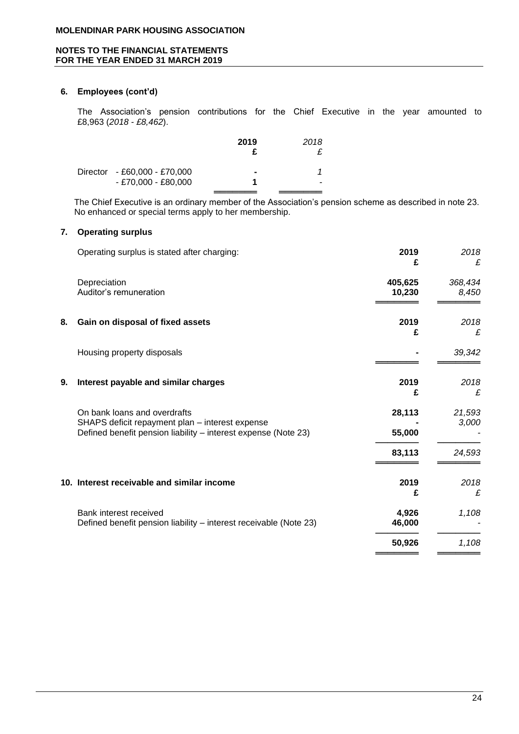### 6. Employees (cont'd)

The Association's pension contributions for the Chief Executive in the year amounted to £8,963 (*2018 - £8,462*).

| | 2019 £ | *2018 £* |
|---|---|---|
| Director - £60,000 - £70,000 | - | *1* |
| - £70,000 - £80,000 | 1 | - |

The Chief Executive is an ordinary member of the Association's pension scheme as described in note 23. No enhanced or special terms apply to her membership.

### 7. Operating surplus

| Operating surplus is stated after charging: | 2019 £ | *2018 £* |
|---|---|---|
| Depreciation | 405,625 | *368,434* |
| Auditor's remuneration | 10,230 | *8,450* |

### 8. Gain on disposal of fixed assets

| | 2019 £ | *2018 £* |
|---|---|---|
| Housing property disposals | - | *39,342* |

### 9. Interest payable and similar charges

| | 2019 £ | *2018 £* |
|---|---|---|
| On bank loans and overdrafts | 28,113 | *21,593* |
| SHAPS deficit repayment plan – interest expense | - | *3,000* |
| Defined benefit pension liability – interest expense (Note 23) | 55,000 | - |
| | 83,113 | *24,593* |

### 10. Interest receivable and similar income

| | 2019 £ | *2018 £* |
|---|---|---|
| Bank interest received | 4,926 | *1,108* |
| Defined benefit pension liability – interest receivable (Note 23) | 46,000 | - |
| | 50,926 | *1,108* |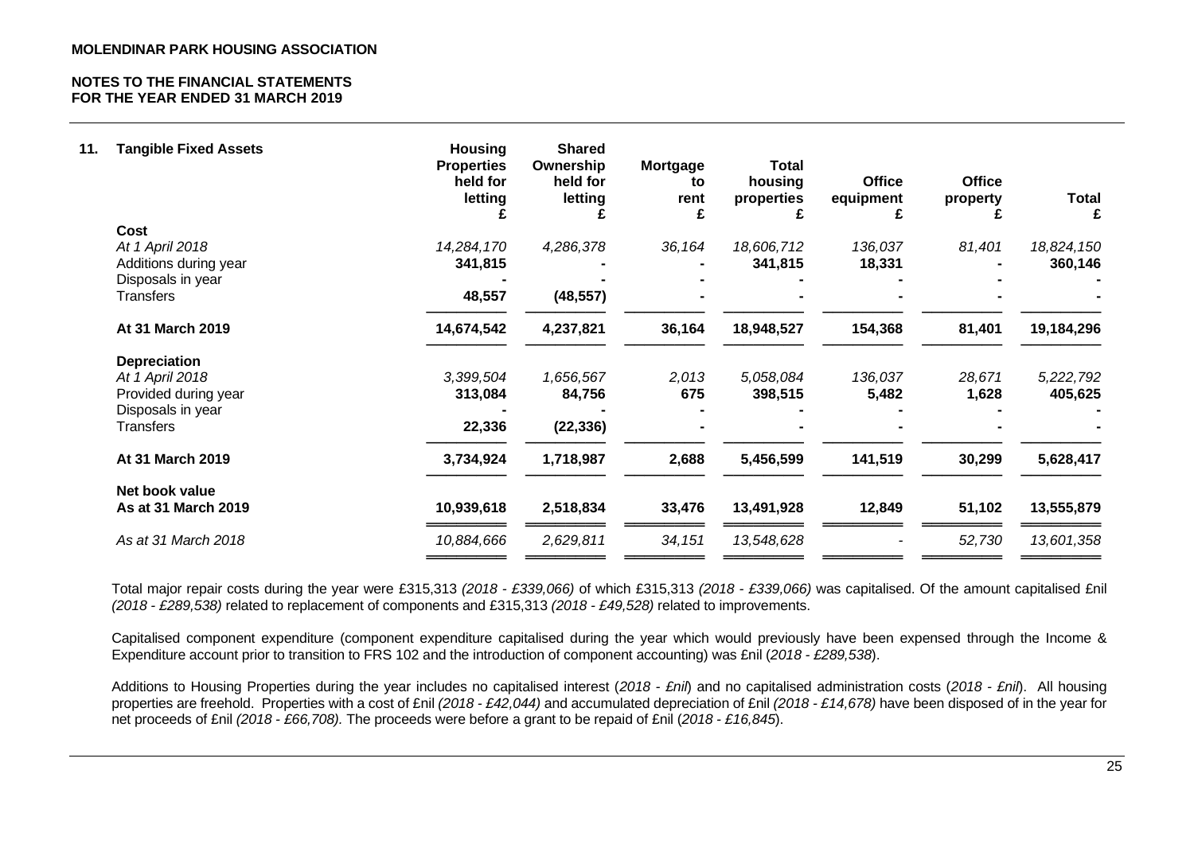**MOLENDINAR PARK HOUSING ASSOCIATION**

**NOTES TO THE FINANCIAL STATEMENTS**
**FOR THE YEAR ENDED 31 MARCH 2019**

## 11. Tangible Fixed Assets

| | Housing Properties held for letting £ | Shared Ownership held for letting £ | Mortgage to rent £ | Total housing properties £ | Office equipment £ | Office property £ | Total £ |
|---|---|---|---|---|---|---|---|
| **Cost** | | | | | | | |
| *At 1 April 2018* | *14,284,170* | *4,286,378* | *36,164* | *18,606,712* | *136,037* | *81,401* | *18,824,150* |
| Additions during year | **341,815** | **-** | **-** | **341,815** | **18,331** | **-** | **360,146** |
| Disposals in year | **-** | **-** | **-** | **-** | **-** | **-** | **-** |
| Transfers | **48,557** | **(48,557)** | **-** | **-** | **-** | **-** | **-** |
| **At 31 March 2019** | **14,674,542** | **4,237,821** | **36,164** | **18,948,527** | **154,368** | **81,401** | **19,184,296** |
| **Depreciation** | | | | | | | |
| *At 1 April 2018* | *3,399,504* | *1,656,567* | *2,013* | *5,058,084* | *136,037* | *28,671* | *5,222,792* |
| Provided during year | **313,084** | **84,756** | **675** | **398,515** | **5,482** | **1,628** | **405,625** |
| Disposals in year | **-** | **-** | **-** | **-** | **-** | **-** | **-** |
| Transfers | **22,336** | **(22,336)** | **-** | **-** | **-** | **-** | **-** |
| **At 31 March 2019** | **3,734,924** | **1,718,987** | **2,688** | **5,456,599** | **141,519** | **30,299** | **5,628,417** |
| **Net book value** | | | | | | | |
| **As at 31 March 2019** | **10,939,618** | **2,518,834** | **33,476** | **13,491,928** | **12,849** | **51,102** | **13,555,879** |
| *As at 31 March 2018* | *10,884,666* | *2,629,811* | *34,151* | *13,548,628* | - | *52,730* | *13,601,358* |

Total major repair costs during the year were £315,313 *(2018 - £339,066)* of which £315,313 *(2018 - £339,066)* was capitalised. Of the amount capitalised £nil *(2018 - £289,538)* related to replacement of components and £315,313 *(2018 - £49,528)* related to improvements.

Capitalised component expenditure (component expenditure capitalised during the year which would previously have been expensed through the Income & Expenditure account prior to transition to FRS 102 and the introduction of component accounting) was £nil (*2018 - £289,538*).

Additions to Housing Properties during the year includes no capitalised interest (*2018 - £nil*) and no capitalised administration costs (*2018 - £nil*). All housing properties are freehold. Properties with a cost of £nil *(2018 - £42,044)* and accumulated depreciation of £nil *(2018 - £14,678)* have been disposed of in the year for net proceeds of £nil *(2018 - £66,708).* The proceeds were before a grant to be repaid of £nil (*2018 - £16,845*).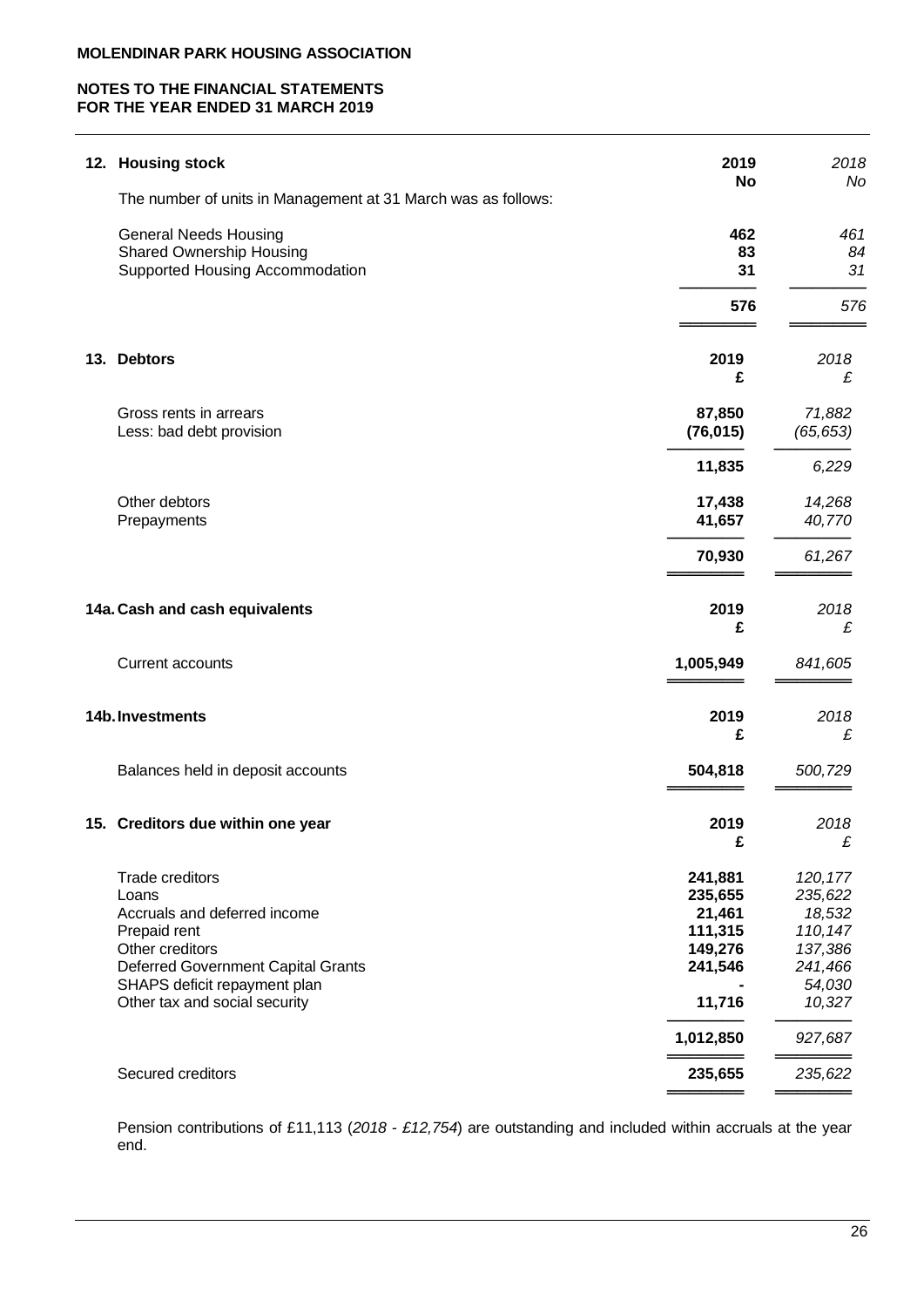**MOLENDINAR PARK HOUSING ASSOCIATION**

**NOTES TO THE FINANCIAL STATEMENTS**
**FOR THE YEAR ENDED 31 MARCH 2019**

## 12. Housing stock

| The number of units in Management at 31 March was as follows: | **2019 No** | *2018 No* |
|---|---|---|
| General Needs Housing | **462** | *461* |
| Shared Ownership Housing | **83** | *84* |
| Supported Housing Accommodation | **31** | *31* |
| | **576** | *576* |

## 13. Debtors

| | **2019 £** | *2018 £* |
|---|---|---|
| Gross rents in arrears | **87,850** | *71,882* |
| Less: bad debt provision | **(76,015)** | *(65,653)* |
| | **11,835** | *6,229* |
| Other debtors | **17,438** | *14,268* |
| Prepayments | **41,657** | *40,770* |
| | **70,930** | *61,267* |

## 14a. Cash and cash equivalents

| | **2019 £** | *2018 £* |
|---|---|---|
| Current accounts | **1,005,949** | *841,605* |

## 14b. Investments

| | **2019 £** | *2018 £* |
|---|---|---|
| Balances held in deposit accounts | **504,818** | *500,729* |

## 15. Creditors due within one year

| | **2019 £** | *2018 £* |
|---|---|---|
| Trade creditors | **241,881** | *120,177* |
| Loans | **235,655** | *235,622* |
| Accruals and deferred income | **21,461** | *18,532* |
| Prepaid rent | **111,315** | *110,147* |
| Other creditors | **149,276** | *137,386* |
| Deferred Government Capital Grants | **241,546** | *241,466* |
| SHAPS deficit repayment plan | **-** | *54,030* |
| Other tax and social security | **11,716** | *10,327* |
| | **1,012,850** | *927,687* |
| Secured creditors | **235,655** | *235,622* |

Pension contributions of £11,113 (*2018 - £12,754*) are outstanding and included within accruals at the year end.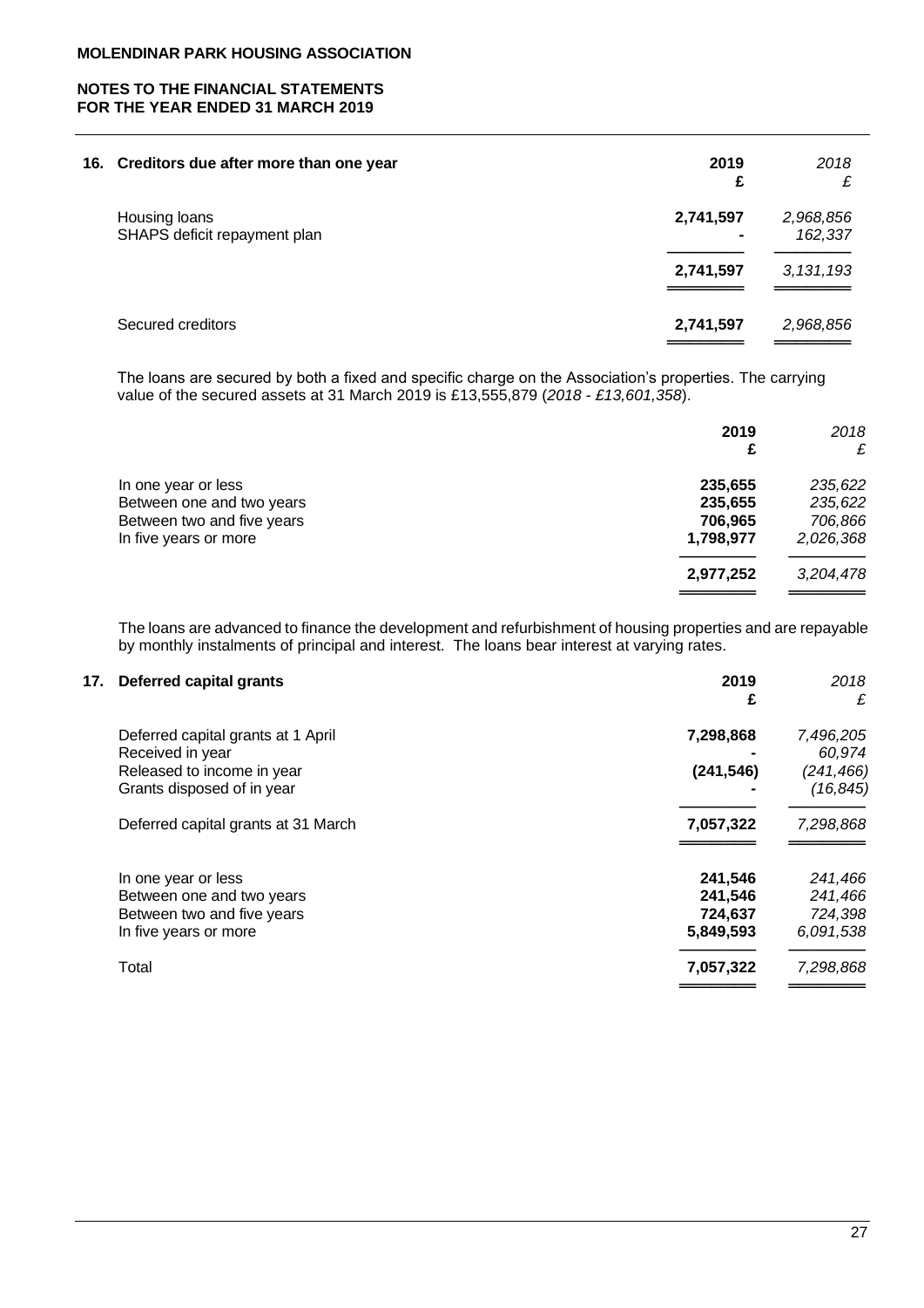**MOLENDINAR PARK HOUSING ASSOCIATION**

**NOTES TO THE FINANCIAL STATEMENTS**
**FOR THE YEAR ENDED 31 MARCH 2019**

## 16. Creditors due after more than one year

| | **2019** | *2018* |
|---|---|---|
| | **£** | *£* |
| Housing loans | **2,741,597** | *2,968,856* |
| SHAPS deficit repayment plan | **-** | *162,337* |
| | **2,741,597** | *3,131,193* |
| Secured creditors | **2,741,597** | *2,968,856* |

The loans are secured by both a fixed and specific charge on the Association's properties. The carrying value of the secured assets at 31 March 2019 is £13,555,879 (*2018 - £13,601,358*).

| | **2019** | *2018* |
|---|---|---|
| | **£** | *£* |
| In one year or less | **235,655** | *235,622* |
| Between one and two years | **235,655** | *235,622* |
| Between two and five years | **706,965** | *706,866* |
| In five years or more | **1,798,977** | *2,026,368* |
| | **2,977,252** | *3,204,478* |

The loans are advanced to finance the development and refurbishment of housing properties and are repayable by monthly instalments of principal and interest. The loans bear interest at varying rates.

## 17. Deferred capital grants

| | **2019** | *2018* |
|---|---|---|
| | **£** | *£* |
| Deferred capital grants at 1 April | **7,298,868** | *7,496,205* |
| Received in year | **-** | *60,974* |
| Released to income in year | **(241,546)** | *(241,466)* |
| Grants disposed of in year | **-** | *(16,845)* |
| Deferred capital grants at 31 March | **7,057,322** | *7,298,868* |
| In one year or less | **241,546** | *241,466* |
| Between one and two years | **241,546** | *241,466* |
| Between two and five years | **724,637** | *724,398* |
| In five years or more | **5,849,593** | *6,091,538* |
| Total | **7,057,322** | *7,298,868* |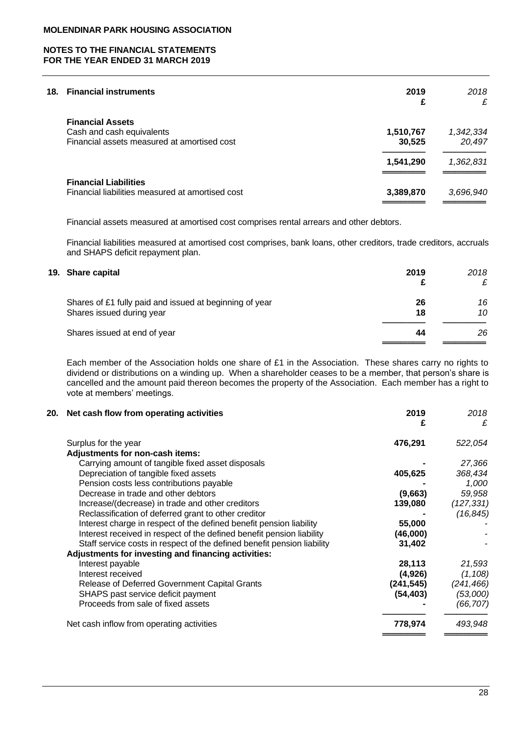**MOLENDINAR PARK HOUSING ASSOCIATION**

**NOTES TO THE FINANCIAL STATEMENTS FOR THE YEAR ENDED 31 MARCH 2019**

## 18. Financial instruments

| | 2019 £ | 2018 £ |
|---|---|---|
| **Financial Assets** | | |
| Cash and cash equivalents | 1,510,767 | 1,342,334 |
| Financial assets measured at amortised cost | 30,525 | 20,497 |
| | 1,541,290 | 1,362,831 |
| **Financial Liabilities** | | |
| Financial liabilities measured at amortised cost | 3,389,870 | 3,696,940 |

Financial assets measured at amortised cost comprises rental arrears and other debtors.

Financial liabilities measured at amortised cost comprises, bank loans, other creditors, trade creditors, accruals and SHAPS deficit repayment plan.

## 19. Share capital

| | 2019 £ | 2018 £ |
|---|---|---|
| Shares of £1 fully paid and issued at beginning of year | 26 | 16 |
| Shares issued during year | 18 | 10 |
| Shares issued at end of year | 44 | 26 |

Each member of the Association holds one share of £1 in the Association. These shares carry no rights to dividend or distributions on a winding up. When a shareholder ceases to be a member, that person's share is cancelled and the amount paid thereon becomes the property of the Association. Each member has a right to vote at members' meetings.

## 20. Net cash flow from operating activities

| | 2019 £ | 2018 £ |
|---|---|---|
| Surplus for the year | 476,291 | 522,054 |
| **Adjustments for non-cash items:** | | |
| Carrying amount of tangible fixed asset disposals | - | 27,366 |
| Depreciation of tangible fixed assets | 405,625 | 368,434 |
| Pension costs less contributions payable | - | 1,000 |
| Decrease in trade and other debtors | (9,663) | 59,958 |
| Increase/(decrease) in trade and other creditors | 139,080 | (127,331) |
| Reclassification of deferred grant to other creditor | - | (16,845) |
| Interest charge in respect of the defined benefit pension liability | 55,000 | - |
| Interest received in respect of the defined benefit pension liability | (46,000) | - |
| Staff service costs in respect of the defined benefit pension liability | 31,402 | - |
| **Adjustments for investing and financing activities:** | | |
| Interest payable | 28,113 | 21,593 |
| Interest received | (4,926) | (1,108) |
| Release of Deferred Government Capital Grants | (241,545) | (241,466) |
| SHAPS past service deficit payment | (54,403) | (53,000) |
| Proceeds from sale of fixed assets | - | (66,707) |
| Net cash inflow from operating activities | 778,974 | 493,948 |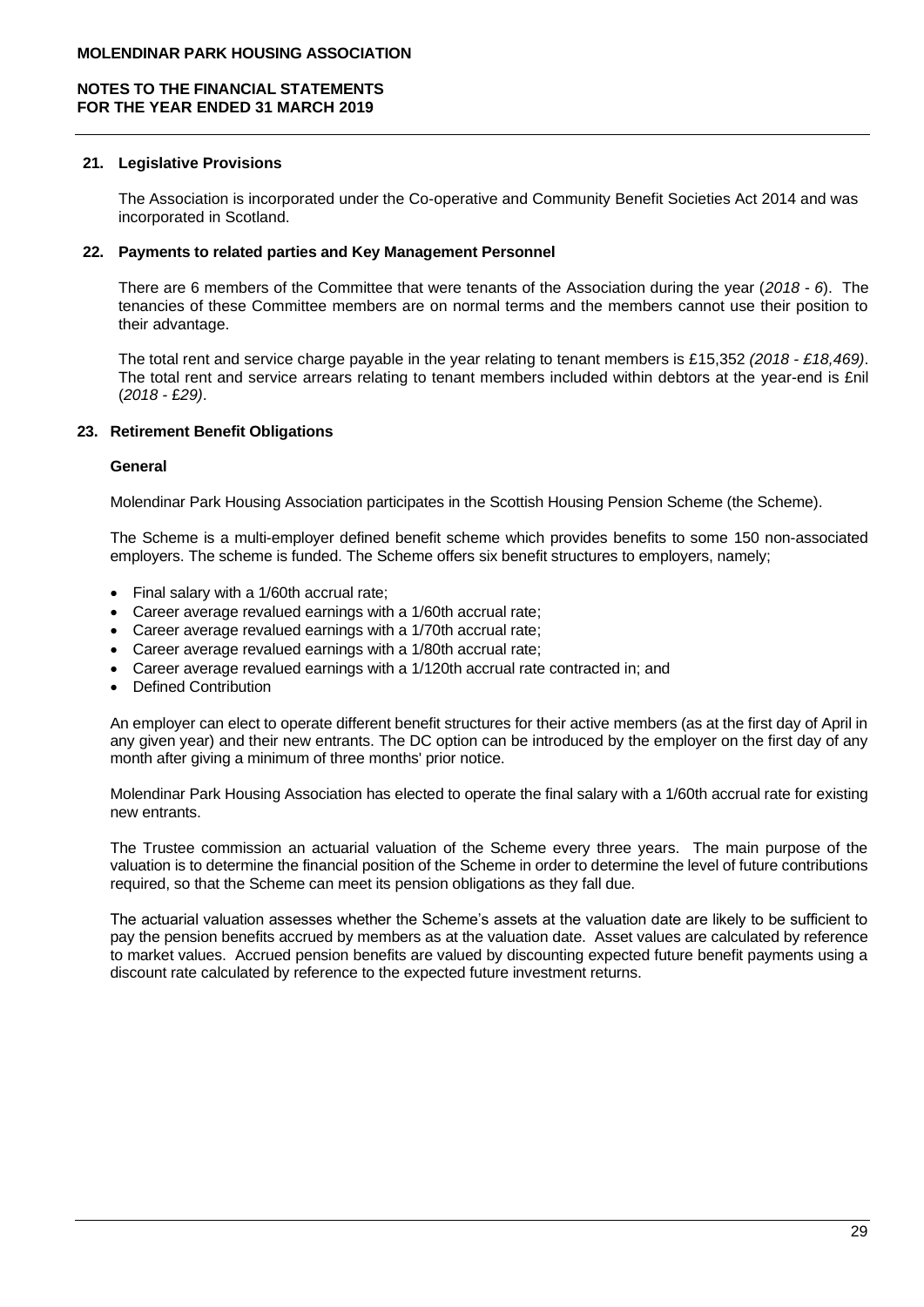## 21. Legislative Provisions

The Association is incorporated under the Co-operative and Community Benefit Societies Act 2014 and was incorporated in Scotland.

## 22. Payments to related parties and Key Management Personnel

There are 6 members of the Committee that were tenants of the Association during the year (*2018 - 6*). The tenancies of these Committee members are on normal terms and the members cannot use their position to their advantage.

The total rent and service charge payable in the year relating to tenant members is £15,352 *(2018 - £18,469)*. The total rent and service arrears relating to tenant members included within debtors at the year-end is £nil (*2018 - £29)*.

## 23. Retirement Benefit Obligations

### General

Molendinar Park Housing Association participates in the Scottish Housing Pension Scheme (the Scheme).

The Scheme is a multi-employer defined benefit scheme which provides benefits to some 150 non-associated employers. The scheme is funded. The Scheme offers six benefit structures to employers, namely;

- Final salary with a 1/60th accrual rate;
- Career average revalued earnings with a 1/60th accrual rate;
- Career average revalued earnings with a 1/70th accrual rate;
- Career average revalued earnings with a 1/80th accrual rate;
- Career average revalued earnings with a 1/120th accrual rate contracted in; and
- Defined Contribution

An employer can elect to operate different benefit structures for their active members (as at the first day of April in any given year) and their new entrants. The DC option can be introduced by the employer on the first day of any month after giving a minimum of three months' prior notice.

Molendinar Park Housing Association has elected to operate the final salary with a 1/60th accrual rate for existing new entrants.

The Trustee commission an actuarial valuation of the Scheme every three years. The main purpose of the valuation is to determine the financial position of the Scheme in order to determine the level of future contributions required, so that the Scheme can meet its pension obligations as they fall due.

The actuarial valuation assesses whether the Scheme's assets at the valuation date are likely to be sufficient to pay the pension benefits accrued by members as at the valuation date. Asset values are calculated by reference to market values. Accrued pension benefits are valued by discounting expected future benefit payments using a discount rate calculated by reference to the expected future investment returns.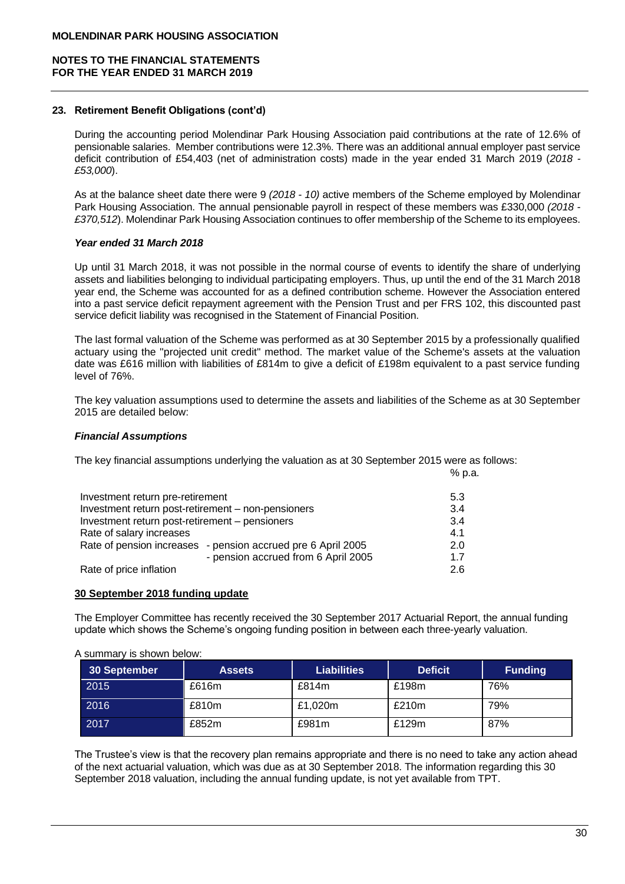## 23. Retirement Benefit Obligations (cont'd)

During the accounting period Molendinar Park Housing Association paid contributions at the rate of 12.6% of pensionable salaries. Member contributions were 12.3%. There was an additional annual employer past service deficit contribution of £54,403 (net of administration costs) made in the year ended 31 March 2019 (*2018 - £53,000*).

As at the balance sheet date there were 9 *(2018 - 10)* active members of the Scheme employed by Molendinar Park Housing Association. The annual pensionable payroll in respect of these members was £330,000 *(2018 - £370,512*). Molendinar Park Housing Association continues to offer membership of the Scheme to its employees.

### *Year ended 31 March 2018*

Up until 31 March 2018, it was not possible in the normal course of events to identify the share of underlying assets and liabilities belonging to individual participating employers. Thus, up until the end of the 31 March 2018 year end, the Scheme was accounted for as a defined contribution scheme. However the Association entered into a past service deficit repayment agreement with the Pension Trust and per FRS 102, this discounted past service deficit liability was recognised in the Statement of Financial Position.

The last formal valuation of the Scheme was performed as at 30 September 2015 by a professionally qualified actuary using the "projected unit credit" method. The market value of the Scheme's assets at the valuation date was £616 million with liabilities of £814m to give a deficit of £198m equivalent to a past service funding level of 76%.

The key valuation assumptions used to determine the assets and liabilities of the Scheme as at 30 September 2015 are detailed below:

### *Financial Assumptions*

The key financial assumptions underlying the valuation as at 30 September 2015 were as follows:

| | % p.a. |
|---|---|
| Investment return pre-retirement | 5.3 |
| Investment return post-retirement – non-pensioners | 3.4 |
| Investment return post-retirement – pensioners | 3.4 |
| Rate of salary increases | 4.1 |
| Rate of pension increases - pension accrued pre 6 April 2005 | 2.0 |
| - pension accrued from 6 April 2005 | 1.7 |
| Rate of price inflation | 2.6 |

### 30 September 2018 funding update

The Employer Committee has recently received the 30 September 2017 Actuarial Report, the annual funding update which shows the Scheme's ongoing funding position in between each three-yearly valuation.

A summary is shown below:

| 30 September | Assets | Liabilities | Deficit | Funding |
|---|---|---|---|---|
| 2015 | £616m | £814m | £198m | 76% |
| 2016 | £810m | £1,020m | £210m | 79% |
| 2017 | £852m | £981m | £129m | 87% |

The Trustee's view is that the recovery plan remains appropriate and there is no need to take any action ahead of the next actuarial valuation, which was due as at 30 September 2018. The information regarding this 30 September 2018 valuation, including the annual funding update, is not yet available from TPT.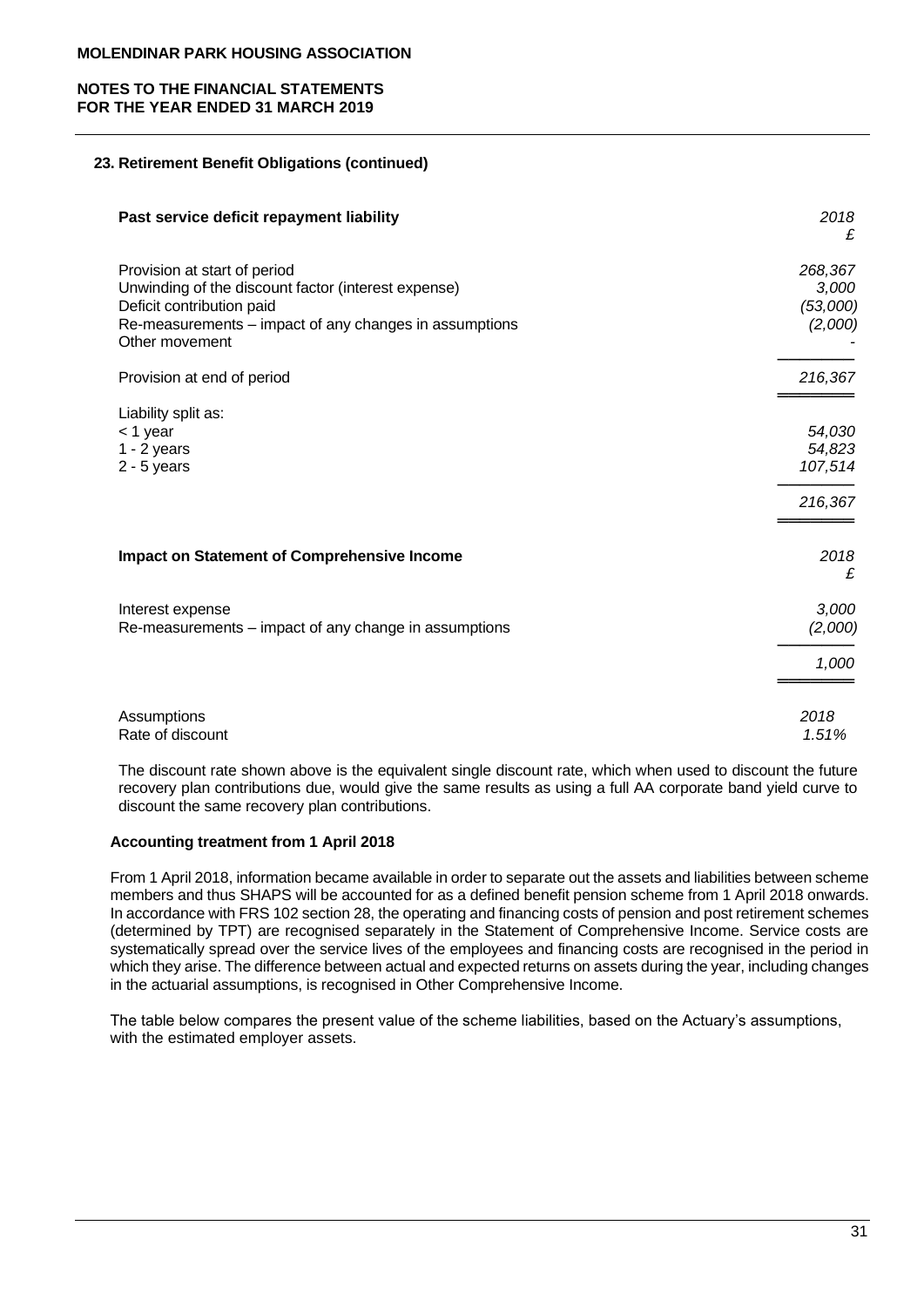### 23. Retirement Benefit Obligations (continued)

| Past service deficit repayment liability | 2018 £ |
|---|---|
| Provision at start of period | 268,367 |
| Unwinding of the discount factor (interest expense) | 3,000 |
| Deficit contribution paid | (53,000) |
| Re-measurements – impact of any changes in assumptions | (2,000) |
| Other movement | - |
| Provision at end of period | 216,367 |
| Liability split as: | |
| < 1 year | 54,030 |
| 1 - 2 years | 54,823 |
| 2 - 5 years | 107,514 |
| | 216,367 |

| Impact on Statement of Comprehensive Income | 2018 £ |
|---|---|
| Interest expense | 3,000 |
| Re-measurements – impact of any change in assumptions | (2,000) |
| | 1,000 |

| Assumptions | 2018 |
|---|---|
| Rate of discount | 1.51% |

The discount rate shown above is the equivalent single discount rate, which when used to discount the future recovery plan contributions due, would give the same results as using a full AA corporate band yield curve to discount the same recovery plan contributions.

**Accounting treatment from 1 April 2018**

From 1 April 2018, information became available in order to separate out the assets and liabilities between scheme members and thus SHAPS will be accounted for as a defined benefit pension scheme from 1 April 2018 onwards. In accordance with FRS 102 section 28, the operating and financing costs of pension and post retirement schemes (determined by TPT) are recognised separately in the Statement of Comprehensive Income. Service costs are systematically spread over the service lives of the employees and financing costs are recognised in the period in which they arise. The difference between actual and expected returns on assets during the year, including changes in the actuarial assumptions, is recognised in Other Comprehensive Income.

The table below compares the present value of the scheme liabilities, based on the Actuary's assumptions, with the estimated employer assets.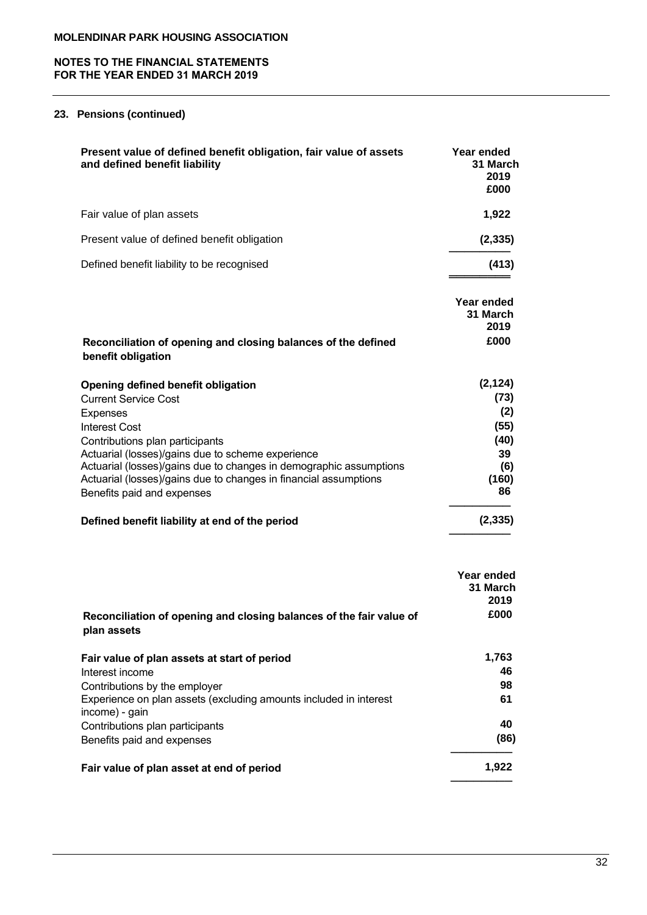**MOLENDINAR PARK HOUSING ASSOCIATION**

**NOTES TO THE FINANCIAL STATEMENTS**
**FOR THE YEAR ENDED 31 MARCH 2019**

## 23. Pensions (continued)

| **Present value of defined benefit obligation, fair value of assets and defined benefit liability** | **Year ended 31 March 2019 £000** |
|---|---|
| Fair value of plan assets | **1,922** |
| Present value of defined benefit obligation | **(2,335)** |
| Defined benefit liability to be recognised | **(413)** |

| **Reconciliation of opening and closing balances of the defined benefit obligation** | **Year ended 31 March 2019 £000** |
|---|---|
| **Opening defined benefit obligation** | **(2,124)** |
| Current Service Cost | **(73)** |
| Expenses | **(2)** |
| Interest Cost | **(55)** |
| Contributions plan participants | **(40)** |
| Actuarial (losses)/gains due to scheme experience | **39** |
| Actuarial (losses)/gains due to changes in demographic assumptions | **(6)** |
| Actuarial (losses)/gains due to changes in financial assumptions | **(160)** |
| Benefits paid and expenses | **86** |
| **Defined benefit liability at end of the period** | **(2,335)** |

| **Reconciliation of opening and closing balances of the fair value of plan assets** | **Year ended 31 March 2019 £000** |
|---|---|
| **Fair value of plan assets at start of period** | **1,763** |
| Interest income | **46** |
| Contributions by the employer | **98** |
| Experience on plan assets (excluding amounts included in interest income) - gain | **61** |
| Contributions plan participants | **40** |
| Benefits paid and expenses | **(86)** |
| **Fair value of plan asset at end of period** | **1,922** |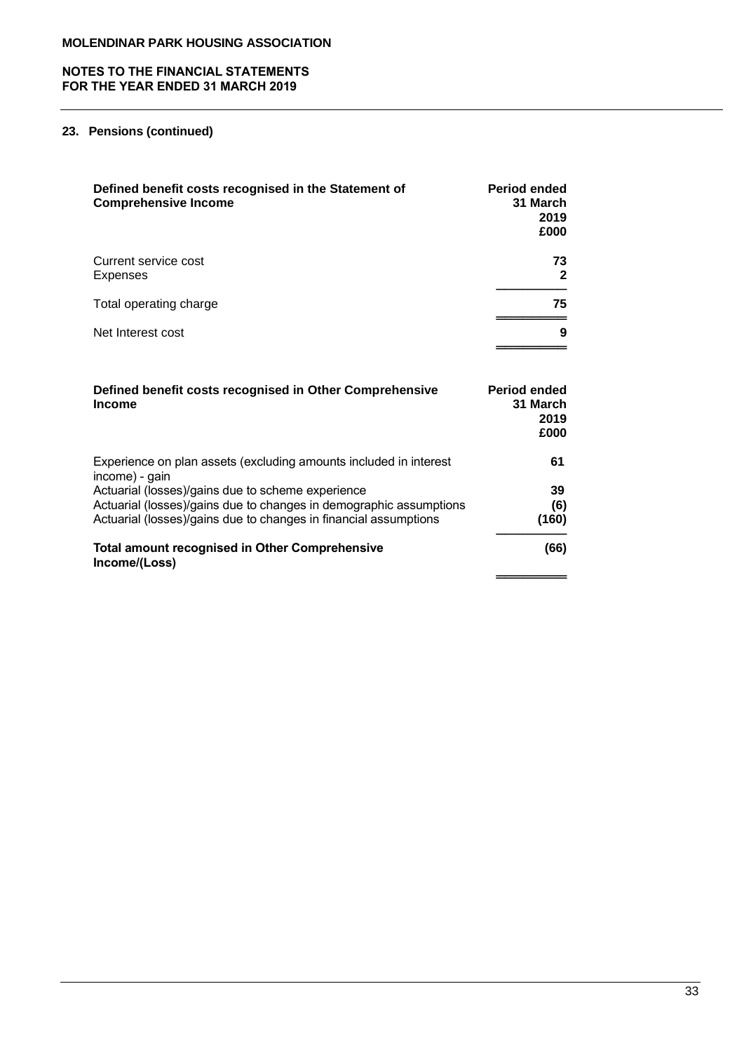MOLENDINAR PARK HOUSING ASSOCIATION

**NOTES TO THE FINANCIAL STATEMENTS FOR THE YEAR ENDED 31 MARCH 2019**

### 23. Pensions (continued)

| **Defined benefit costs recognised in the Statement of Comprehensive Income** | **Period ended 31 March 2019 £000** |
|---|---|
| Current service cost | 73 |
| Expenses | 2 |
| Total operating charge | 75 |
| Net Interest cost | 9 |

| **Defined benefit costs recognised in Other Comprehensive Income** | **Period ended 31 March 2019 £000** |
|---|---|
| Experience on plan assets (excluding amounts included in interest income) - gain | 61 |
| Actuarial (losses)/gains due to scheme experience | 39 |
| Actuarial (losses)/gains due to changes in demographic assumptions | (6) |
| Actuarial (losses)/gains due to changes in financial assumptions | (160) |
| **Total amount recognised in Other Comprehensive Income/(Loss)** | **(66)** |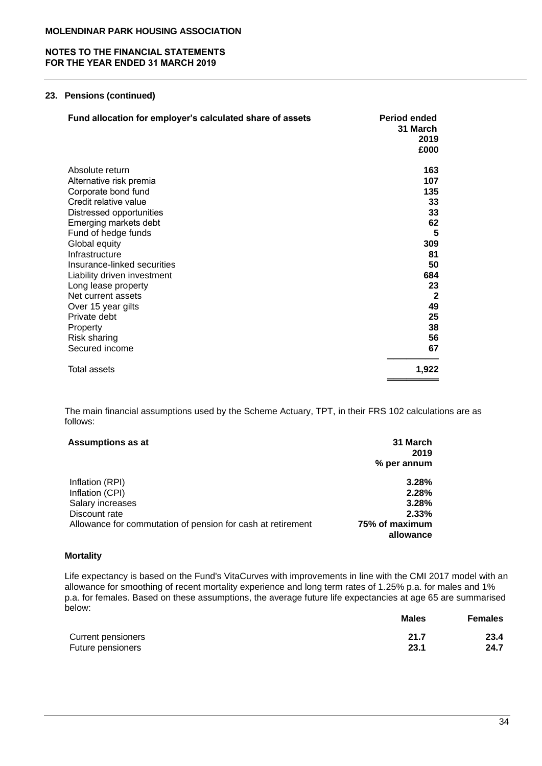**MOLENDINAR PARK HOUSING ASSOCIATION**

**NOTES TO THE FINANCIAL STATEMENTS**
**FOR THE YEAR ENDED 31 MARCH 2019**

## 23. Pensions (continued)

| Fund allocation for employer's calculated share of assets | Period ended 31 March 2019 £000 |
|---|---|
| Absolute return | 163 |
| Alternative risk premia | 107 |
| Corporate bond fund | 135 |
| Credit relative value | 33 |
| Distressed opportunities | 33 |
| Emerging markets debt | 62 |
| Fund of hedge funds | 5 |
| Global equity | 309 |
| Infrastructure | 81 |
| Insurance-linked securities | 50 |
| Liability driven investment | 684 |
| Long lease property | 23 |
| Net current assets | 2 |
| Over 15 year gilts | 49 |
| Private debt | 25 |
| Property | 38 |
| Risk sharing | 56 |
| Secured income | 67 |
| Total assets | 1,922 |

The main financial assumptions used by the Scheme Actuary, TPT, in their FRS 102 calculations are as follows:

| Assumptions as at | 31 March 2019 % per annum |
|---|---|
| Inflation (RPI) | 3.28% |
| Inflation (CPI) | 2.28% |
| Salary increases | 3.28% |
| Discount rate | 2.33% |
| Allowance for commutation of pension for cash at retirement | 75% of maximum allowance |

### Mortality

Life expectancy is based on the Fund's VitaCurves with improvements in line with the CMI 2017 model with an allowance for smoothing of recent mortality experience and long term rates of 1.25% p.a. for males and 1% p.a. for females. Based on these assumptions, the average future life expectancies at age 65 are summarised below:

| | Males | Females |
|---|---|---|
| Current pensioners | 21.7 | 23.4 |
| Future pensioners | 23.1 | 24.7 |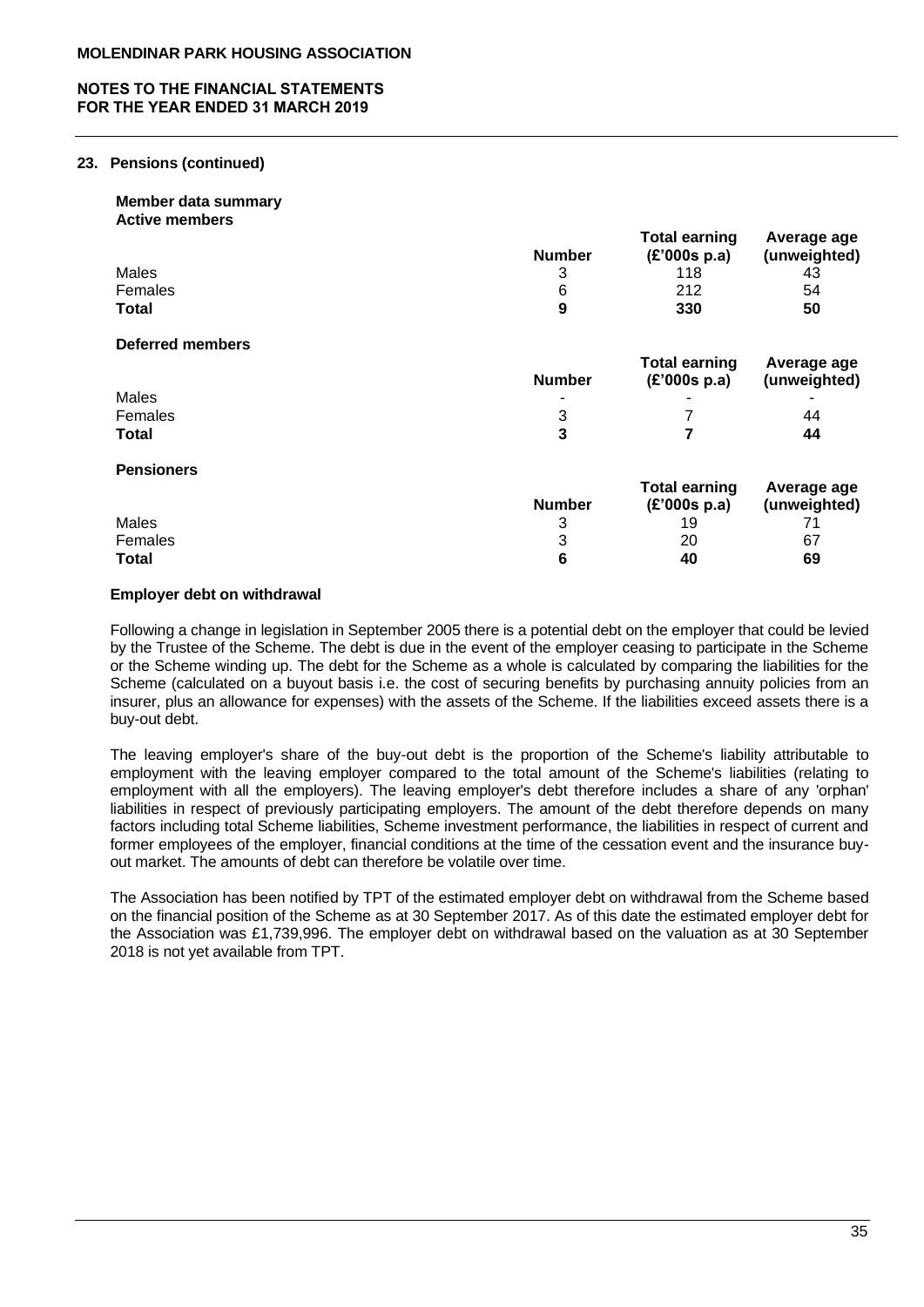MOLENDINAR PARK HOUSING ASSOCIATION

NOTES TO THE FINANCIAL STATEMENTS
FOR THE YEAR ENDED 31 MARCH 2019

## 23. Pensions (continued)

### Member data summary

**Active members**

| | Number | Total earning (£'000s p.a) | Average age (unweighted) |
|---|---|---|---|
| Males | 3 | 118 | 43 |
| Females | 6 | 212 | 54 |
| **Total** | **9** | **330** | **50** |

**Deferred members**

| | Number | Total earning (£'000s p.a) | Average age (unweighted) |
|---|---|---|---|
| Males | - | - | - |
| Females | 3 | 7 | 44 |
| **Total** | **3** | **7** | **44** |

**Pensioners**

| | Number | Total earning (£'000s p.a) | Average age (unweighted) |
|---|---|---|---|
| Males | 3 | 19 | 71 |
| Females | 3 | 20 | 67 |
| **Total** | **6** | **40** | **69** |

### Employer debt on withdrawal

Following a change in legislation in September 2005 there is a potential debt on the employer that could be levied by the Trustee of the Scheme. The debt is due in the event of the employer ceasing to participate in the Scheme or the Scheme winding up. The debt for the Scheme as a whole is calculated by comparing the liabilities for the Scheme (calculated on a buyout basis i.e. the cost of securing benefits by purchasing annuity policies from an insurer, plus an allowance for expenses) with the assets of the Scheme. If the liabilities exceed assets there is a buy-out debt.

The leaving employer's share of the buy-out debt is the proportion of the Scheme's liability attributable to employment with the leaving employer compared to the total amount of the Scheme's liabilities (relating to employment with all the employers). The leaving employer's debt therefore includes a share of any 'orphan' liabilities in respect of previously participating employers. The amount of the debt therefore depends on many factors including total Scheme liabilities, Scheme investment performance, the liabilities in respect of current and former employees of the employer, financial conditions at the time of the cessation event and the insurance buy-out market. The amounts of debt can therefore be volatile over time.

The Association has been notified by TPT of the estimated employer debt on withdrawal from the Scheme based on the financial position of the Scheme as at 30 September 2017. As of this date the estimated employer debt for the Association was £1,739,996. The employer debt on withdrawal based on the valuation as at 30 September 2018 is not yet available from TPT.